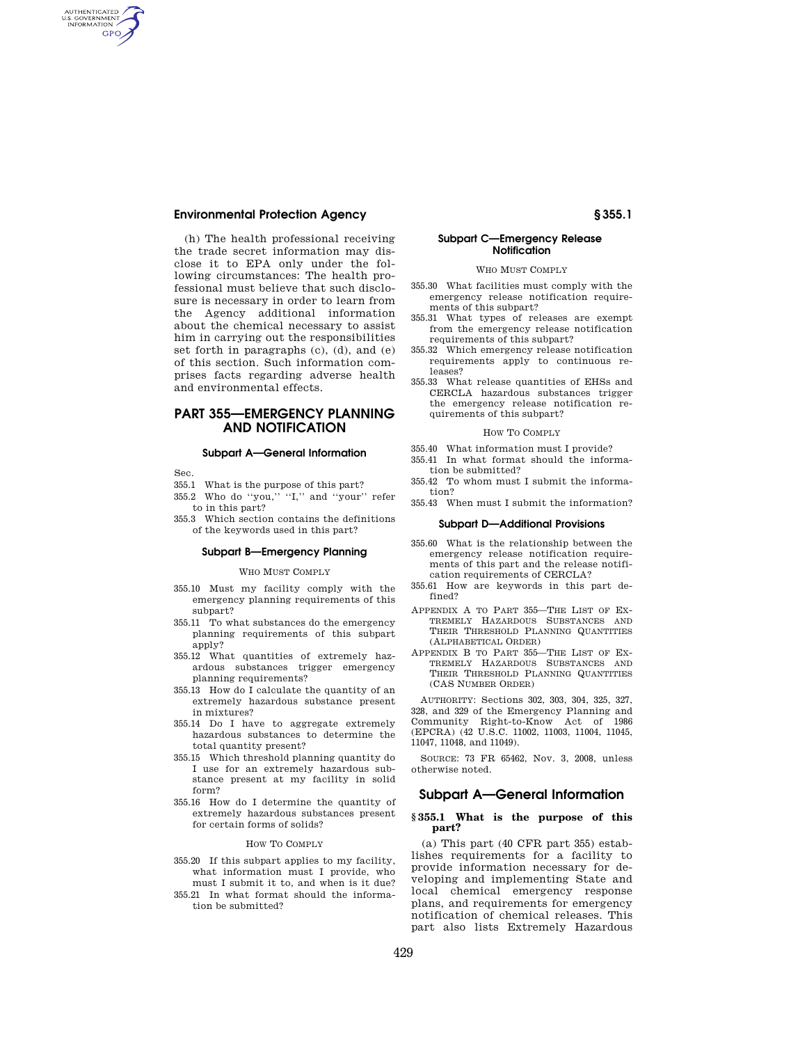(h) The health professional receiving the trade secret information may disclose it to EPA only under the following circumstances: The health professional must believe that such disclosure is necessary in order to learn from the Agency additional information about the chemical necessary to assist him in carrying out the responsibilities set forth in paragraphs (c), (d), and (e) of this section. Such information comprises facts regarding adverse health and environmental effects.

# PART 355—EMERGENCY PLANNING AND NOTIFICATION

### Subpart A—General Information

Sec.

355.1 What is the purpose of this part?

355.2 Who do ''you,'' ''I,'' and ''your'' refer to in this part?

355.3 Which section contains the definitions of the keywords used in this part?

### Subpart B—Emergency Planning

WHO MUST COMPLY

355.10 Must my facility comply with the emergency planning requirements of this subpart?

355.11 To what substances do the emergency planning requirements of this subpart apply?

355.12 What quantities of extremely hazardous substances trigger emergency planning requirements?

355.13 How do I calculate the quantity of an extremely hazardous substance present in mixtures?

355.14 Do I have to aggregate extremely hazardous substances to determine the total quantity present?

355.15 Which threshold planning quantity do I use for an extremely hazardous substance present at my facility in solid form?

355.16 How do I determine the quantity of extremely hazardous substances present for certain forms of solids?

HOW TO COMPLY

355.20 If this subpart applies to my facility, what information must I provide, who must I submit it to, and when is it due?

355.21 In what format should the information be submitted?

### Subpart C—Emergency Release Notification

WHO MUST COMPLY

355.30 What facilities must comply with the emergency release notification requirements of this subpart?

355.31 What types of releases are exempt from the emergency release notification requirements of this subpart?

355.32 Which emergency release notification requirements apply to continuous releases?

355.33 What release quantities of EHSs and CERCLA hazardous substances trigger the emergency release notification requirements of this subpart?

HOW TO COMPLY

355.40 What information must I provide?

355.41 In what format should the information be submitted?

355.42 To whom must I submit the information?

355.43 When must I submit the information?

### Subpart D—Additional Provisions

355.60 What is the relationship between the emergency release notification requirements of this part and the release notification requirements of CERCLA?

355.61 How are keywords in this part defined?

APPENDIX A TO PART 355—THE LIST OF EXTREMELY HAZARDOUS SUBSTANCES AND THEIR THRESHOLD PLANNING QUANTITIES (ALPHABETICAL ORDER)

APPENDIX B TO PART 355—THE LIST OF EXTREMELY HAZARDOUS SUBSTANCES AND THEIR THRESHOLD PLANNING QUANTITIES (CAS NUMBER ORDER)

AUTHORITY: Sections 302, 303, 304, 325, 327, 328, and 329 of the Emergency Planning and Community Right-to-Know Act of 1986 (EPCRA) (42 U.S.C. 11002, 11003, 11004, 11045, 11047, 11048, and 11049).

SOURCE: 73 FR 65462, Nov. 3, 2008, unless otherwise noted.

## Subpart A—General Information

### § 355.1 What is the purpose of this part?

(a) This part (40 CFR part 355) establishes requirements for a facility to provide information necessary for developing and implementing State and local chemical emergency response plans, and requirements for emergency notification of chemical releases. This part also lists Extremely Hazardous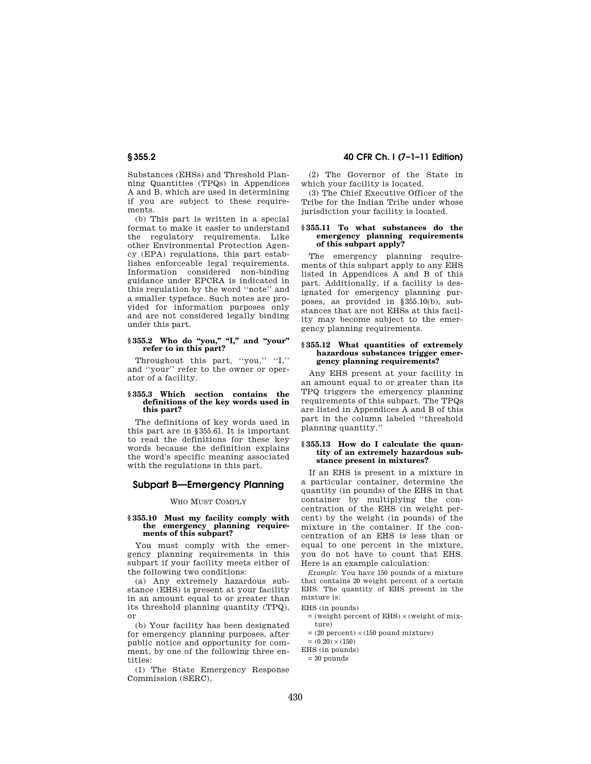Substances (EHSs) and Threshold Planning Quantities (TPQs) in Appendices A and B, which are used in determining if you are subject to these requirements.

(b) This part is written in a special format to make it easier to understand the regulatory requirements. Like other Environmental Protection Agency (EPA) regulations, this part establishes enforceable legal requirements. Information considered non-binding guidance under EPCRA is indicated in this regulation by the word ''note'' and a smaller typeface. Such notes are provided for information purposes only and are not considered legally binding under this part.

#### § 355.2 Who do "you," "I," and "your" refer to in this part?

Throughout this part, ''you,'' ''I,'' and ''your'' refer to the owner or operator of a facility.

#### § 355.3 Which section contains the definitions of the key words used in this part?

The definitions of key words used in this part are in §355.61. It is important to read the definitions for these key words because the definition explains the word's specific meaning associated with the regulations in this part.

## Subpart B—Emergency Planning

### WHO MUST COMPLY

#### § 355.10 Must my facility comply with the emergency planning requirements of this subpart?

You must comply with the emergency planning requirements in this subpart if your facility meets either of the following two conditions:

(a) Any extremely hazardous substance (EHS) is present at your facility in an amount equal to or greater than its threshold planning quantity (TPQ), or

(b) Your facility has been designated for emergency planning purposes, after public notice and opportunity for comment, by one of the following three entities:

(1) The State Emergency Response Commission (SERC).

(2) The Governor of the State in which your facility is located.

(3) The Chief Executive Officer of the Tribe for the Indian Tribe under whose jurisdiction your facility is located.

#### § 355.11 To what substances do the emergency planning requirements of this subpart apply?

The emergency planning requirements of this subpart apply to any EHS listed in Appendices A and B of this part. Additionally, if a facility is designated for emergency planning purposes, as provided in §355.10(b), substances that are not EHSs at this facility may become subject to the emergency planning requirements.

#### § 355.12 What quantities of extremely hazardous substances trigger emergency planning requirements?

Any EHS present at your facility in an amount equal to or greater than its TPQ triggers the emergency planning requirements of this subpart. The TPQs are listed in Appendices A and B of this part in the column labeled ''threshold planning quantity.''

#### § 355.13 How do I calculate the quantity of an extremely hazardous substance present in mixtures?

If an EHS is present in a mixture in a particular container, determine the quantity (in pounds) of the EHS in that container by multiplying the concentration of the EHS (in weight percent) by the weight (in pounds) of the mixture in the container. If the concentration of an EHS is less than or equal to one percent in the mixture, you do not have to count that EHS. Here is an example calculation:

*Example:* You have 150 pounds of a mixture that contains 20 weight percent of a certain EHS. The quantity of EHS present in the mixture is:

EHS (in pounds)
= (weight percent of EHS) × (weight of mixture)
= (20 percent) × (150 pound mixture)
= (0.20) × (150)
EHS (in pounds)
= 30 pounds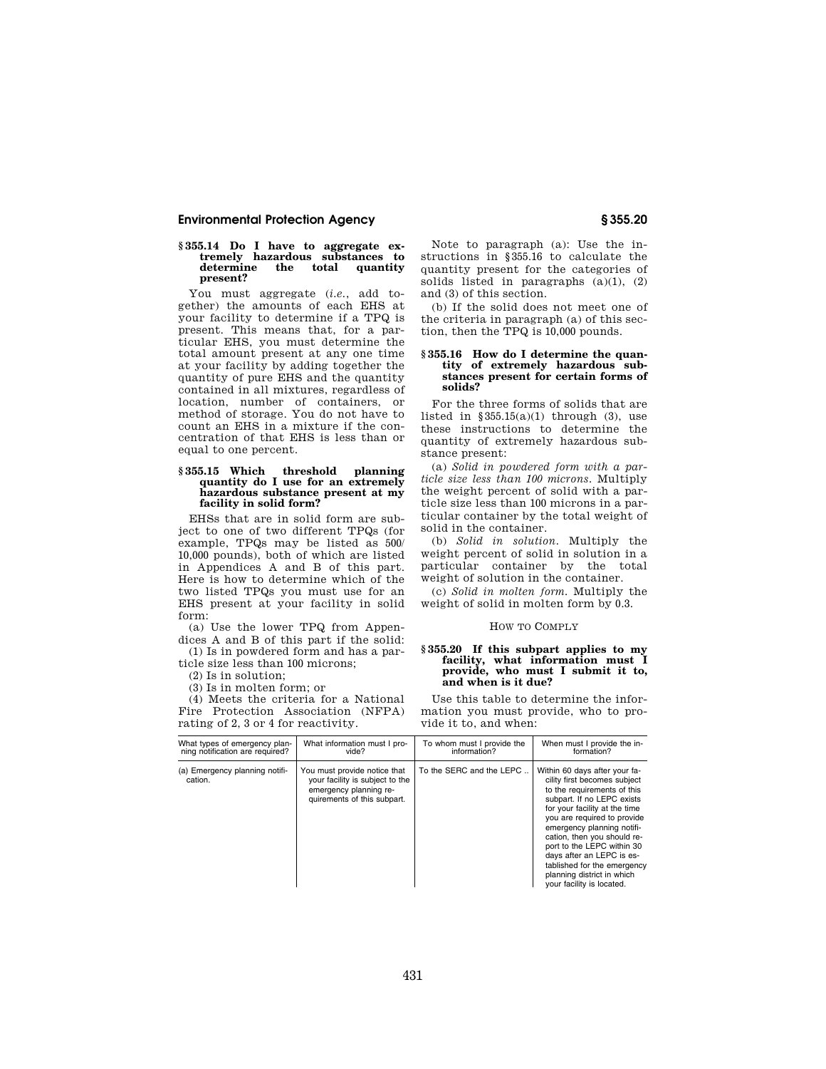### § 355.14 Do I have to aggregate extremely hazardous substances to determine the total quantity present?

You must aggregate (*i.e.*, add together) the amounts of each EHS at your facility to determine if a TPQ is present. This means that, for a particular EHS, you must determine the total amount present at any one time at your facility by adding together the quantity of pure EHS and the quantity contained in all mixtures, regardless of location, number of containers, or method of storage. You do not have to count an EHS in a mixture if the concentration of that EHS is less than or equal to one percent.

### § 355.15 Which threshold planning quantity do I use for an extremely hazardous substance present at my facility in solid form?

EHSs that are in solid form are subject to one of two different TPQs (for example, TPQs may be listed as 500/10,000 pounds), both of which are listed in Appendices A and B of this part. Here is how to determine which of the two listed TPQs you must use for an EHS present at your facility in solid form:

(a) Use the lower TPQ from Appendices A and B of this part if the solid:

(1) Is in powdered form and has a particle size less than 100 microns;

(2) Is in solution;

(3) Is in molten form; or

(4) Meets the criteria for a National Fire Protection Association (NFPA) rating of 2, 3 or 4 for reactivity.

Note to paragraph (a): Use the instructions in §355.16 to calculate the quantity present for the categories of solids listed in paragraphs (a)(1), (2) and (3) of this section.

(b) If the solid does not meet one of the criteria in paragraph (a) of this section, then the TPQ is 10,000 pounds.

### § 355.16 How do I determine the quantity of extremely hazardous substances present for certain forms of solids?

For the three forms of solids that are listed in §355.15(a)(1) through (3), use these instructions to determine the quantity of extremely hazardous substance present:

(a) *Solid in powdered form with a particle size less than 100 microns.* Multiply the weight percent of solid with a particle size less than 100 microns in a particular container by the total weight of solid in the container.

(b) *Solid in solution.* Multiply the weight percent of solid in solution in a particular container by the total weight of solution in the container.

(c) *Solid in molten form.* Multiply the weight of solid in molten form by 0.3.

## HOW TO COMPLY

### § 355.20 If this subpart applies to my facility, what information must I provide, who must I submit it to, and when is it due?

Use this table to determine the information you must provide, who to provide it to, and when:

| What types of emergency planning notification are required? | What information must I provide? | To whom must I provide the information? | When must I provide the information? |
|---|---|---|---|
| (a) Emergency planning notification. | You must provide notice that your facility is subject to the emergency planning requirements of this subpart. | To the SERC and the LEPC .. | Within 60 days after your facility first becomes subject to the requirements of this subpart. If no LEPC exists for your facility at the time you are required to provide emergency planning notification, then you should report to the LEPC within 30 days after an LEPC is established for the emergency planning district in which your facility is located. |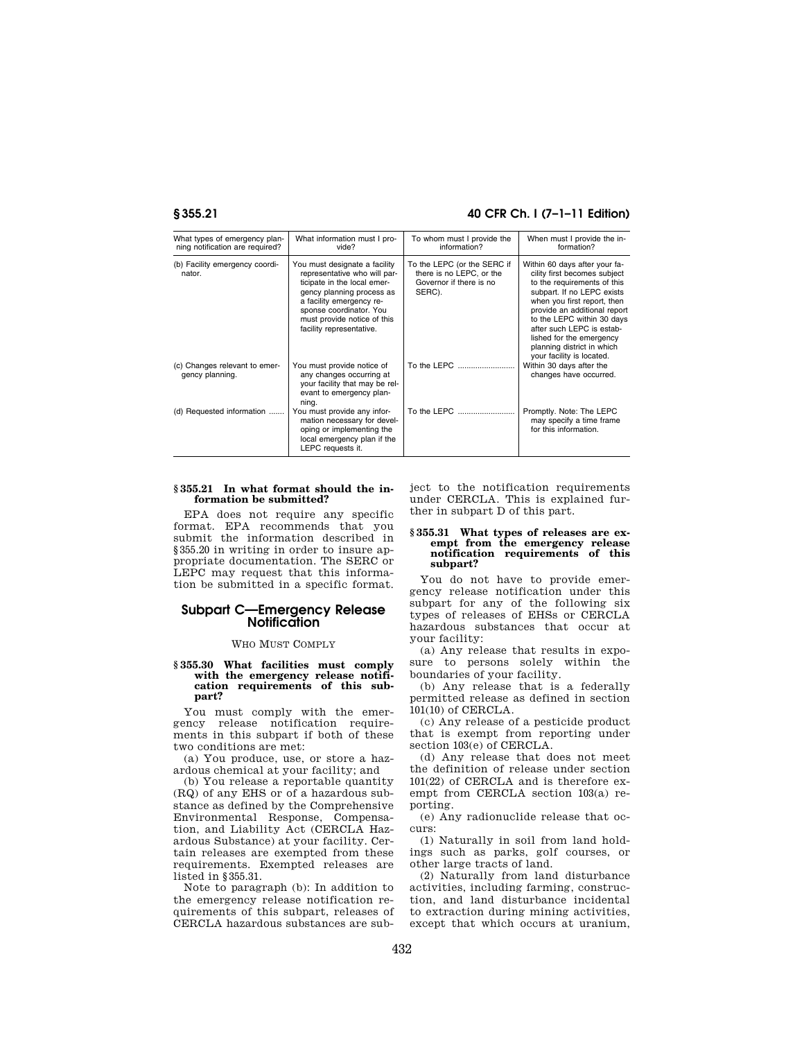| What types of emergency planning notification are required? | What information must I provide? | To whom must I provide the information? | When must I provide the information? |
|---|---|---|---|
| (b) Facility emergency coordinator. | You must designate a facility representative who will participate in the local emergency planning process as a facility emergency response coordinator. You must provide notice of this facility representative. | To the LEPC (or the SERC if there is no LEPC, or the Governor if there is no SERC). | Within 60 days after your facility first becomes subject to the requirements of this subpart. If no LEPC exists when you first report, then provide an additional report to the LEPC within 30 days after such LEPC is established for the emergency planning district in which your facility is located. |
| (c) Changes relevant to emergency planning. | You must provide notice of any changes occurring at your facility that may be relevant to emergency planning. | To the LEPC | Within 30 days after the changes have occurred. |
| (d) Requested information | You must provide any information necessary for developing or implementing the local emergency plan if the LEPC requests it. | To the LEPC | Promptly. Note: The LEPC may specify a time frame for this information. |

**§ 355.21 In what format should the information be submitted?**

EPA does not require any specific format. EPA recommends that you submit the information described in § 355.20 in writing in order to insure appropriate documentation. The SERC or LEPC may request that this information be submitted in a specific format.

## Subpart C—Emergency Release Notification

WHO MUST COMPLY

**§ 355.30 What facilities must comply with the emergency release notification requirements of this subpart?**

You must comply with the emergency release notification requirements in this subpart if both of these two conditions are met:

(a) You produce, use, or store a hazardous chemical at your facility; and

(b) You release a reportable quantity (RQ) of any EHS or of a hazardous substance as defined by the Comprehensive Environmental Response, Compensation, and Liability Act (CERCLA Hazardous Substance) at your facility. Certain releases are exempted from these requirements. Exempted releases are listed in § 355.31.

Note to paragraph (b): In addition to the emergency release notification requirements of this subpart, releases of CERCLA hazardous substances are subject to the notification requirements under CERCLA. This is explained further in subpart D of this part.

**§ 355.31 What types of releases are exempt from the emergency release notification requirements of this subpart?**

You do not have to provide emergency release notification under this subpart for any of the following six types of releases of EHSs or CERCLA hazardous substances that occur at your facility:

(a) Any release that results in exposure to persons solely within the boundaries of your facility.

(b) Any release that is a federally permitted release as defined in section 101(10) of CERCLA.

(c) Any release of a pesticide product that is exempt from reporting under section 103(e) of CERCLA.

(d) Any release that does not meet the definition of release under section 101(22) of CERCLA and is therefore exempt from CERCLA section 103(a) reporting.

(e) Any radionuclide release that occurs:

(1) Naturally in soil from land holdings such as parks, golf courses, or other large tracts of land.

(2) Naturally from land disturbance activities, including farming, construction, and land disturbance incidental to extraction during mining activities, except that which occurs at uranium,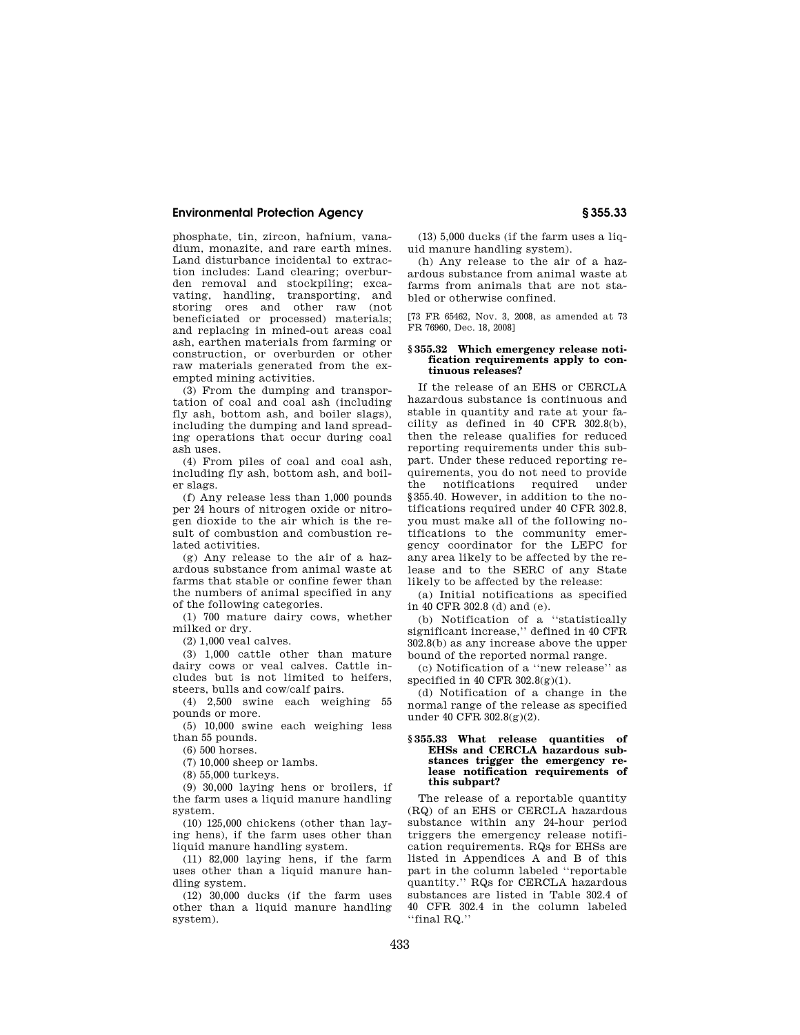phosphate, tin, zircon, hafnium, vanadium, monazite, and rare earth mines. Land disturbance incidental to extraction includes: Land clearing; overburden removal and stockpiling; excavating, handling, transporting, and storing ores and other raw (not beneficiated or processed) materials; and replacing in mined-out areas coal ash, earthen materials from farming or construction, or overburden or other raw materials generated from the exempted mining activities.

(3) From the dumping and transportation of coal and coal ash (including fly ash, bottom ash, and boiler slags), including the dumping and land spreading operations that occur during coal ash uses.

(4) From piles of coal and coal ash, including fly ash, bottom ash, and boiler slags.

(f) Any release less than 1,000 pounds per 24 hours of nitrogen oxide or nitrogen dioxide to the air which is the result of combustion and combustion related activities.

(g) Any release to the air of a hazardous substance from animal waste at farms that stable or confine fewer than the numbers of animal specified in any of the following categories.

(1) 700 mature dairy cows, whether milked or dry.

(2) 1,000 veal calves.

(3) 1,000 cattle other than mature dairy cows or veal calves. Cattle includes but is not limited to heifers, steers, bulls and cow/calf pairs.

(4) 2,500 swine each weighing 55 pounds or more.

(5) 10,000 swine each weighing less than 55 pounds.

(6) 500 horses.

(7) 10,000 sheep or lambs.

(8) 55,000 turkeys.

(9) 30,000 laying hens or broilers, if the farm uses a liquid manure handling system.

(10) 125,000 chickens (other than laying hens), if the farm uses other than liquid manure handling system.

(11) 82,000 laying hens, if the farm uses other than a liquid manure handling system.

(12) 30,000 ducks (if the farm uses other than a liquid manure handling system).

(13) 5,000 ducks (if the farm uses a liquid manure handling system).

(h) Any release to the air of a hazardous substance from animal waste at farms from animals that are not stabled or otherwise confined.

[73 FR 65462, Nov. 3, 2008, as amended at 73 FR 76960, Dec. 18, 2008]

### § 355.32 Which emergency release notification requirements apply to continuous releases?

If the release of an EHS or CERCLA hazardous substance is continuous and stable in quantity and rate at your facility as defined in 40 CFR 302.8(b), then the release qualifies for reduced reporting requirements under this subpart. Under these reduced reporting requirements, you do not need to provide the notifications required under §355.40. However, in addition to the notifications required under 40 CFR 302.8, you must make all of the following notifications to the community emergency coordinator for the LEPC for any area likely to be affected by the release and to the SERC of any State likely to be affected by the release:

(a) Initial notifications as specified in 40 CFR 302.8 (d) and (e).

(b) Notification of a ''statistically significant increase,'' defined in 40 CFR 302.8(b) as any increase above the upper bound of the reported normal range.

(c) Notification of a ''new release'' as specified in 40 CFR 302.8(g)(1).

(d) Notification of a change in the normal range of the release as specified under 40 CFR 302.8(g)(2).

### § 355.33 What release quantities of EHSs and CERCLA hazardous substances trigger the emergency release notification requirements of this subpart?

The release of a reportable quantity (RQ) of an EHS or CERCLA hazardous substance within any 24-hour period triggers the emergency release notification requirements. RQs for EHSs are listed in Appendices A and B of this part in the column labeled ''reportable quantity.'' RQs for CERCLA hazardous substances are listed in Table 302.4 of 40 CFR 302.4 in the column labeled ''final RQ.''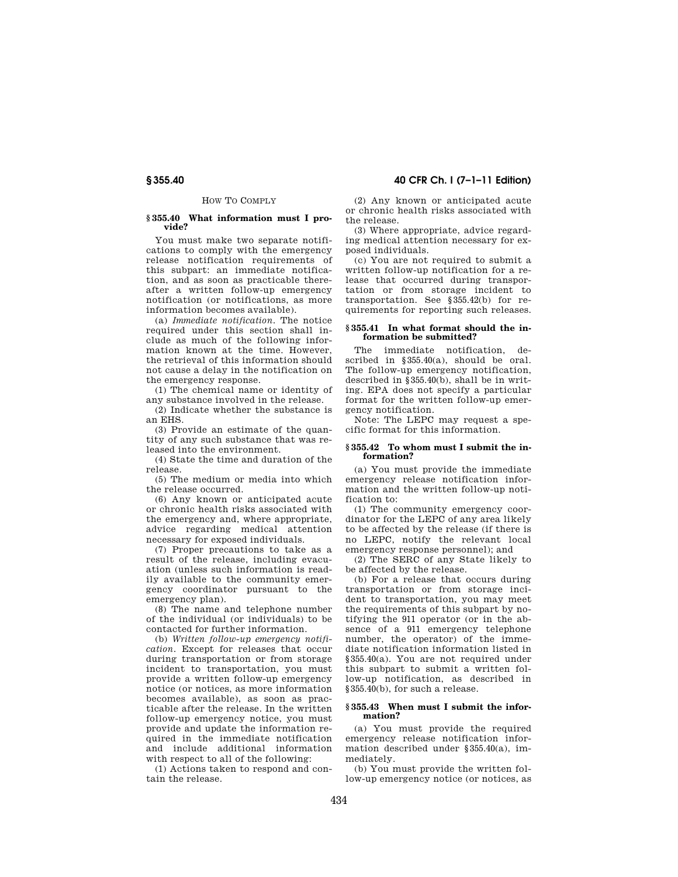HOW TO COMPLY

### § 355.40 What information must I provide?

You must make two separate notifications to comply with the emergency release notification requirements of this subpart: an immediate notification, and as soon as practicable thereafter a written follow-up emergency notification (or notifications, as more information becomes available).

(a) *Immediate notification.* The notice required under this section shall include as much of the following information known at the time. However, the retrieval of this information should not cause a delay in the notification on the emergency response.

(1) The chemical name or identity of any substance involved in the release.

(2) Indicate whether the substance is an EHS.

(3) Provide an estimate of the quantity of any such substance that was released into the environment.

(4) State the time and duration of the release.

(5) The medium or media into which the release occurred.

(6) Any known or anticipated acute or chronic health risks associated with the emergency and, where appropriate, advice regarding medical attention necessary for exposed individuals.

(7) Proper precautions to take as a result of the release, including evacuation (unless such information is readily available to the community emergency coordinator pursuant to the emergency plan).

(8) The name and telephone number of the individual (or individuals) to be contacted for further information.

(b) *Written follow-up emergency notification.* Except for releases that occur during transportation or from storage incident to transportation, you must provide a written follow-up emergency notice (or notices, as more information becomes available), as soon as practicable after the release. In the written follow-up emergency notice, you must provide and update the information required in the immediate notification and include additional information with respect to all of the following:

(1) Actions taken to respond and contain the release.

(2) Any known or anticipated acute or chronic health risks associated with the release.

(3) Where appropriate, advice regarding medical attention necessary for exposed individuals.

(c) You are not required to submit a written follow-up notification for a release that occurred during transportation or from storage incident to transportation. See §355.42(b) for requirements for reporting such releases.

### § 355.41 In what format should the information be submitted?

The immediate notification, described in §355.40(a), should be oral. The follow-up emergency notification, described in §355.40(b), shall be in writing. EPA does not specify a particular format for the written follow-up emergency notification.

Note: The LEPC may request a specific format for this information.

### § 355.42 To whom must I submit the information?

(a) You must provide the immediate emergency release notification information and the written follow-up notification to:

(1) The community emergency coordinator for the LEPC of any area likely to be affected by the release (if there is no LEPC, notify the relevant local emergency response personnel); and

(2) The SERC of any State likely to be affected by the release.

(b) For a release that occurs during transportation or from storage incident to transportation, you may meet the requirements of this subpart by notifying the 911 operator (or in the absence of a 911 emergency telephone number, the operator) of the immediate notification information listed in §355.40(a). You are not required under this subpart to submit a written follow-up notification, as described in §355.40(b), for such a release.

### § 355.43 When must I submit the information?

(a) You must provide the required emergency release notification information described under §355.40(a), immediately.

(b) You must provide the written follow-up emergency notice (or notices, as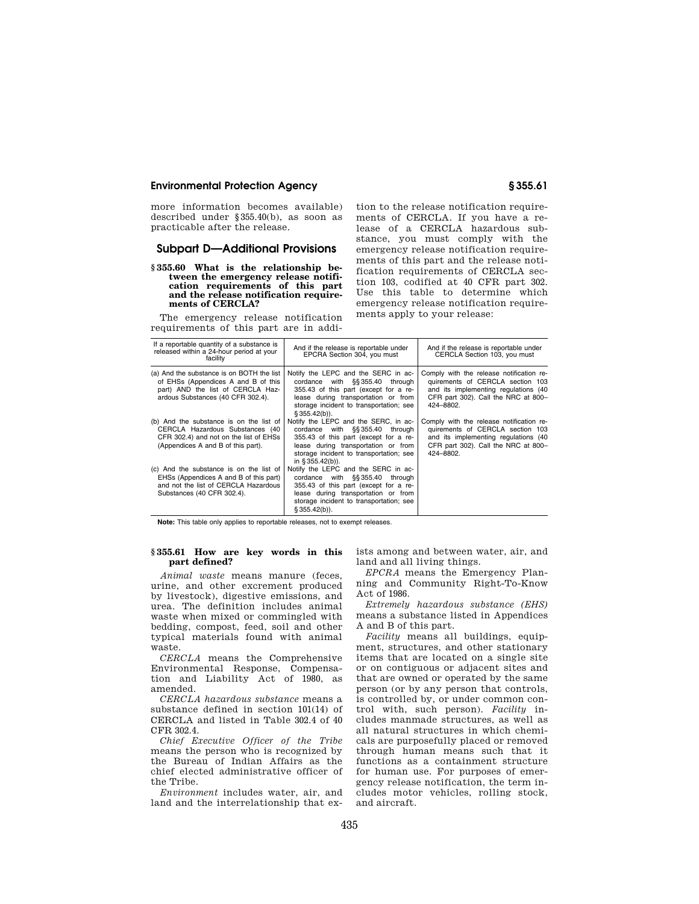more information becomes available) described under §355.40(b), as soon as practicable after the release.

## Subpart D—Additional Provisions

### §355.60 What is the relationship between the emergency release notification requirements of this part and the release notification requirements of CERCLA?

The emergency release notification requirements of this part are in addition to the release notification requirements of CERCLA. If you have a release of a CERCLA hazardous substance, you must comply with the emergency release notification requirements of this part and the release notification requirements of CERCLA section 103, codified at 40 CFR part 302. Use this table to determine which emergency release notification requirements apply to your release:

| If a reportable quantity of a substance is released within a 24-hour period at your facility | And if the release is reportable under EPCRA Section 304, you must | And if the release is reportable under CERCLA Section 103, you must |
|---|---|---|
| (a) And the substance is on BOTH the list of EHSs (Appendices A and B of this part) AND the list of CERCLA Hazardous Substances (40 CFR 302.4). | Notify the LEPC and the SERC in accordance with §§355.40 through 355.43 of this part (except for a release during transportation or from storage incident to transportation; see §355.42(b)). | Comply with the release notification requirements of CERCLA section 103 and its implementing regulations (40 CFR part 302). Call the NRC at 800–424–8802. |
| (b) And the substance is on the list of CERCLA Hazardous Substances (40 CFR 302.4) and not on the list of EHSs (Appendices A and B of this part). | Notify the LEPC and the SERC, in accordance with §§355.40 through 355.43 of this part (except for a release during transportation or from storage incident to transportation; see in §355.42(b)). | Comply with the release notification requirements of CERCLA section 103 and its implementing regulations (40 CFR part 302). Call the NRC at 800–424–8802. |
| (c) And the substance is on the list of EHSs (Appendices A and B of this part) and not the list of CERCLA Hazardous Substances (40 CFR 302.4). | Notify the LEPC and the SERC in accordance with §§355.40 through 355.43 of this part (except for a release during transportation or from storage incident to transportation; see §355.42(b)). | |

**Note:** This table only applies to reportable releases, not to exempt releases.

### §355.61 How are key words in this part defined?

*Animal waste* means manure (feces, urine, and other excrement produced by livestock), digestive emissions, and urea. The definition includes animal waste when mixed or commingled with bedding, compost, feed, soil and other typical materials found with animal waste.

*CERCLA* means the Comprehensive Environmental Response, Compensation and Liability Act of 1980, as amended.

*CERCLA hazardous substance* means a substance defined in section 101(14) of CERCLA and listed in Table 302.4 of 40 CFR 302.4.

*Chief Executive Officer of the Tribe* means the person who is recognized by the Bureau of Indian Affairs as the chief elected administrative officer of the Tribe.

*Environment* includes water, air, and land and the interrelationship that exists among and between water, air, and land and all living things.

*EPCRA* means the Emergency Planning and Community Right-To-Know Act of 1986.

*Extremely hazardous substance (EHS)* means a substance listed in Appendices A and B of this part.

*Facility* means all buildings, equipment, structures, and other stationary items that are located on a single site or on contiguous or adjacent sites and that are owned or operated by the same person (or by any person that controls, is controlled by, or under common control with, such person). *Facility* includes manmade structures, as well as all natural structures in which chemicals are purposefully placed or removed through human means such that it functions as a containment structure for human use. For purposes of emergency release notification, the term includes motor vehicles, rolling stock, and aircraft.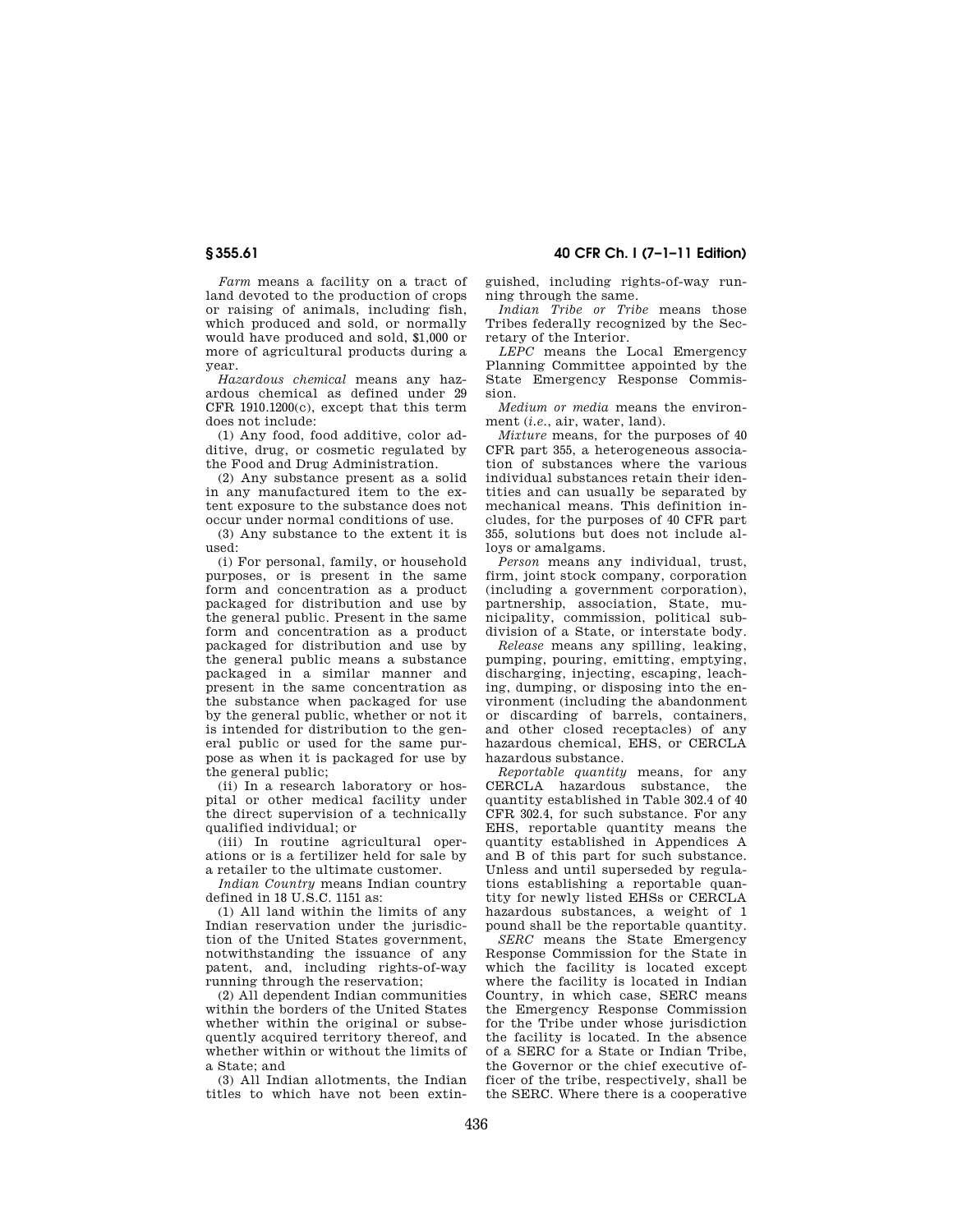*Farm* means a facility on a tract of land devoted to the production of crops or raising of animals, including fish, which produced and sold, or normally would have produced and sold, $1,000 or more of agricultural products during a year.

*Hazardous chemical* means any hazardous chemical as defined under 29 CFR 1910.1200(c), except that this term does not include:

(1) Any food, food additive, color additive, drug, or cosmetic regulated by the Food and Drug Administration.

(2) Any substance present as a solid in any manufactured item to the extent exposure to the substance does not occur under normal conditions of use.

(3) Any substance to the extent it is used:

(i) For personal, family, or household purposes, or is present in the same form and concentration as a product packaged for distribution and use by the general public. Present in the same form and concentration as a product packaged for distribution and use by the general public means a substance packaged in a similar manner and present in the same concentration as the substance when packaged for use by the general public, whether or not it is intended for distribution to the general public or used for the same purpose as when it is packaged for use by the general public;

(ii) In a research laboratory or hospital or other medical facility under the direct supervision of a technically qualified individual; or

(iii) In routine agricultural operations or is a fertilizer held for sale by a retailer to the ultimate customer.

*Indian Country* means Indian country defined in 18 U.S.C. 1151 as:

(1) All land within the limits of any Indian reservation under the jurisdiction of the United States government, notwithstanding the issuance of any patent, and, including rights-of-way running through the reservation;

(2) All dependent Indian communities within the borders of the United States whether within the original or subsequently acquired territory thereof, and whether within or without the limits of a State; and

(3) All Indian allotments, the Indian titles to which have not been extinguished, including rights-of-way running through the same.

*Indian Tribe or Tribe* means those Tribes federally recognized by the Secretary of the Interior.

*LEPC* means the Local Emergency Planning Committee appointed by the State Emergency Response Commission.

*Medium or media* means the environment (*i.e.*, air, water, land).

*Mixture* means, for the purposes of 40 CFR part 355, a heterogeneous association of substances where the various individual substances retain their identities and can usually be separated by mechanical means. This definition includes, for the purposes of 40 CFR part 355, solutions but does not include alloys or amalgams.

*Person* means any individual, trust, firm, joint stock company, corporation (including a government corporation), partnership, association, State, municipality, commission, political subdivision of a State, or interstate body.

*Release* means any spilling, leaking, pumping, pouring, emitting, emptying, discharging, injecting, escaping, leaching, dumping, or disposing into the environment (including the abandonment or discarding of barrels, containers, and other closed receptacles) of any hazardous chemical, EHS, or CERCLA hazardous substance.

*Reportable quantity* means, for any CERCLA hazardous substance, the quantity established in Table 302.4 of 40 CFR 302.4, for such substance. For any EHS, reportable quantity means the quantity established in Appendices A and B of this part for such substance. Unless and until superseded by regulations establishing a reportable quantity for newly listed EHSs or CERCLA hazardous substances, a weight of 1 pound shall be the reportable quantity.

*SERC* means the State Emergency Response Commission for the State in which the facility is located except where the facility is located in Indian Country, in which case, SERC means the Emergency Response Commission for the Tribe under whose jurisdiction the facility is located. In the absence of a SERC for a State or Indian Tribe, the Governor or the chief executive officer of the tribe, respectively, shall be the SERC. Where there is a cooperative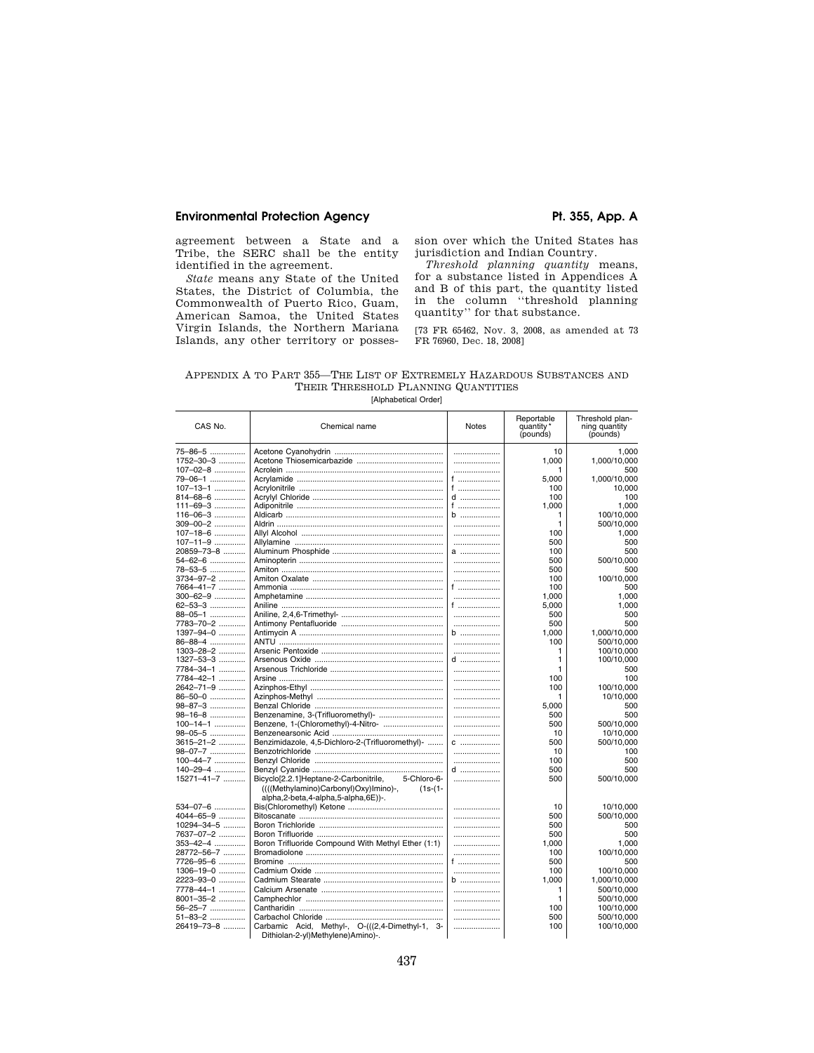agreement between a State and a Tribe, the SERC shall be the entity identified in the agreement.

*State* means any State of the United States, the District of Columbia, the Commonwealth of Puerto Rico, Guam, American Samoa, the United States Virgin Islands, the Northern Mariana Islands, any other territory or possession over which the United States has jurisdiction and Indian Country.

*Threshold planning quantity* means, for a substance listed in Appendices A and B of this part, the quantity listed in the column ''threshold planning quantity'' for that substance.

[73 FR 65462, Nov. 3, 2008, as amended at 73 FR 76960, Dec. 18, 2008]

## APPENDIX A TO PART 355—THE LIST OF EXTREMELY HAZARDOUS SUBSTANCES AND THEIR THRESHOLD PLANNING QUANTITIES

[Alphabetical Order]

| CAS No. | Chemical name | Notes | Reportable quantity* (pounds) | Threshold planning quantity (pounds) |
|---|---|---|---|---|
| 75–86–5 | Acetone Cyanohydrin | | 10 | 1,000 |
| 1752–30–3 | Acetone Thiosemicarbazide | | 1,000 | 1,000/10,000 |
| 107–02–8 | Acrolein | | 1 | 500 |
| 79–06–1 | Acrylamide | f | 5,000 | 1,000/10,000 |
| 107–13–1 | Acrylonitrile | f | 100 | 10,000 |
| 814–68–6 | Acrylyl Chloride | d | 100 | 100 |
| 111–69–3 | Adiponitrile | f | 1,000 | 1,000 |
| 116–06–3 | Aldicarb | b | 1 | 100/10,000 |
| 309–00–2 | Aldrin | | 1 | 500/10,000 |
| 107–18–6 | Allyl Alcohol | | 100 | 1,000 |
| 107–11–9 | Allylamine | | 500 | 500 |
| 20859–73–8 | Aluminum Phosphide | a | 100 | 500 |
| 54–62–6 | Aminopterin | | 500 | 500/10,000 |
| 78–53–5 | Amiton | | 500 | 500 |
| 3734–97–2 | Amiton Oxalate | | 100 | 100/10,000 |
| 7664–41–7 | Ammonia | f | 100 | 500 |
| 300–62–9 | Amphetamine | | 1,000 | 1,000 |
| 62–53–3 | Aniline | f | 5,000 | 1,000 |
| 88–05–1 | Aniline, 2,4,6-Trimethyl- | | 500 | 500 |
| 7783–70–2 | Antimony Pentafluoride | | 500 | 500 |
| 1397–94–0 | Antimycin A | b | 1,000 | 1,000/10,000 |
| 86–88–4 | ANTU | | 100 | 500/10,000 |
| 1303–28–2 | Arsenic Pentoxide | | 1 | 100/10,000 |
| 1327–53–3 | Arsenous Oxide | d | 1 | 100/10,000 |
| 7784–34–1 | Arsenous Trichloride | | 1 | 500 |
| 7784–42–1 | Arsine | | 100 | 100 |
| 2642–71–9 | Azinphos-Ethyl | | 100 | 100/10,000 |
| 86–50–0 | Azinphos-Methyl | | 1 | 10/10,000 |
| 98–87–3 | Benzal Chloride | | 5,000 | 500 |
| 98–16–8 | Benzenamine, 3-(Trifluoromethyl)- | | 500 | 500 |
| 100–14–1 | Benzene, 1-(Chloromethyl)-4-Nitro- | | 500 | 500/10,000 |
| 98–05–5 | Benzenearsonic Acid | | 10 | 10/10,000 |
| 3615–21–2 | Benzimidazole, 4,5-Dichloro-2-(Trifluoromethyl)- | c | 500 | 500/10,000 |
| 98–07–7 | Benzotrichloride | | 10 | 100 |
| 100–44–7 | Benzyl Chloride | | 100 | 500 |
| 140–29–4 | Benzyl Cyanide | d | 500 | 500 |
| 15271–41–7 | Bicyclo[2.2.1]Heptane-2-Carbonitrile, 5-Chloro-6-((((Methylamino)Carbonyl)Oxy)Imino)-, (1s-(1-alpha,2-beta,4-alpha,5-alpha,6E))-. | | 500 | 500/10,000 |
| 534–07–6 | Bis(Chloromethyl) Ketone | | 10 | 10/10,000 |
| 4044–65–9 | Bitoscanate | | 500 | 500/10,000 |
| 10294–34–5 | Boron Trichloride | | 500 | 500 |
| 7637–07–2 | Boron Trifluoride | | 500 | 500 |
| 353–42–4 | Boron Trifluoride Compound With Methyl Ether (1:1) | | 1,000 | 1,000 |
| 28772–56–7 | Bromadiolone | | 100 | 100/10,000 |
| 7726–95–6 | Bromine | f | 500 | 500 |
| 1306–19–0 | Cadmium Oxide | | 100 | 100/10,000 |
| 2223–93–0 | Cadmium Stearate | b | 1,000 | 1,000/10,000 |
| 7778–44–1 | Calcium Arsenate | | 1 | 500/10,000 |
| 8001–35–2 | Camphechlor | | 1 | 500/10,000 |
| 56–25–7 | Cantharidin | | 100 | 100/10,000 |
| 51–83–2 | Carbachol Chloride | | 500 | 500/10,000 |
| 26419–73–8 | Carbamic Acid, Methyl-, O-(((2,4-Dimethyl-1, 3-Dithiolan-2-yl)Methylene)Amino)-. | | 100 | 100/10,000 |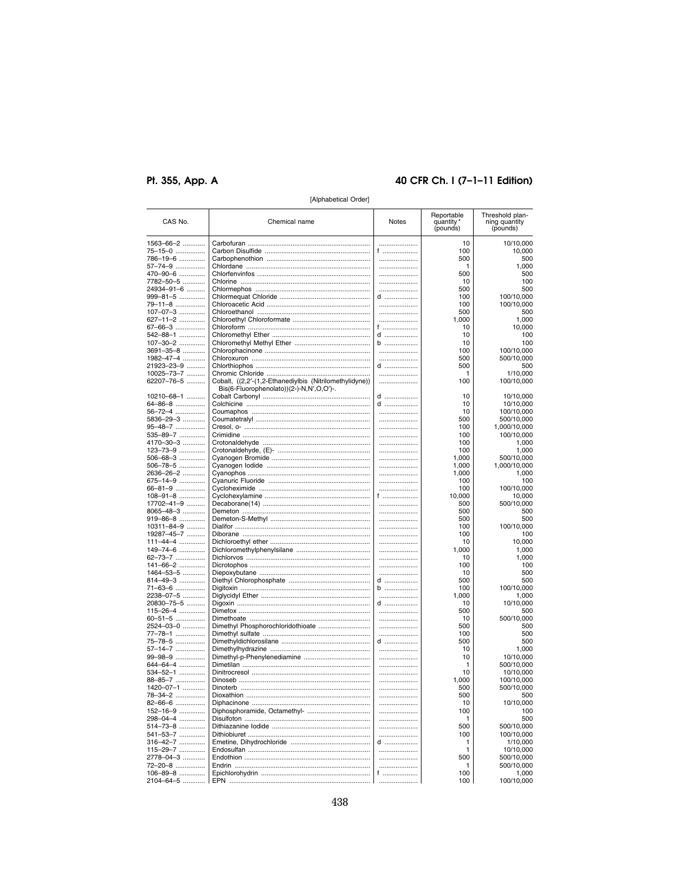[Alphabetical Order]

| CAS No. | Chemical name | Notes | Reportable quantity * (pounds) | Threshold planning quantity (pounds) |
|---|---|---|---|---|
| 1563–66–2 | Carbofuran | | 10 | 10/10,000 |
| 75–15–0 | Carbon Disulfide | f | 100 | 10,000 |
| 786–19–6 | Carbophenothion | | 500 | 500 |
| 57–74–9 | Chlordane | | 1 | 1,000 |
| 470–90–6 | Chlorfenvinfos | | 500 | 500 |
| 7782–50–5 | Chlorine | | 10 | 100 |
| 24934–91–6 | Chlormephos | | 500 | 500 |
| 999–81–5 | Chlormequat Chloride | d | 100 | 100/10,000 |
| 79–11–8 | Chloroacetic Acid | | 100 | 100/10,000 |
| 107–07–3 | Chloroethanol | | 500 | 500 |
| 627–11–2 | Chloroethyl Chloroformate | | 1,000 | 1,000 |
| 67–66–3 | Chloroform | f | 10 | 10,000 |
| 542–88–1 | Chloromethyl Ether | d | 10 | 100 |
| 107–30–2 | Chloromethyl Methyl Ether | b | 10 | 100 |
| 3691–35–8 | Chlorophacinone | | 100 | 100/10,000 |
| 1982–47–4 | Chloroxuron | | 500 | 500/10,000 |
| 21923–23–9 | Chlorthiophos | d | 500 | 500 |
| 10025–73–7 | Chromic Chloride | | 1 | 1/10,000 |
| 62207–76–5 | Cobalt, ((2,2′-(1,2-Ethanediylbis (Nitrilomethylidyne)) Bis(6-Fluorophenolato))(2-)-N,N′,O,O′)-. | | 100 | 100/10,000 |
| 10210–68–1 | Cobalt Carbonyl | d | 10 | 10/10,000 |
| 64–86–8 | Colchicine | d | 10 | 10/10,000 |
| 56–72–4 | Coumaphos | | 10 | 100/10,000 |
| 5836–29–3 | Coumatetralyl | | 500 | 500/10,000 |
| 95–48–7 | Cresol, o- | | 100 | 1,000/10,000 |
| 535–89–7 | Crimidine | | 100 | 100/10,000 |
| 4170–30–3 | Crotonaldehyde | | 100 | 1,000 |
| 123–73–9 | Crotonaldehyde, (E)- | | 100 | 1,000 |
| 506–68–3 | Cyanogen Bromide | | 1,000 | 500/10,000 |
| 506–78–5 | Cyanogen Iodide | | 1,000 | 1,000/10,000 |
| 2636–26–2 | Cyanophos | | 1,000 | 1,000 |
| 675–14–9 | Cyanuric Fluoride | | 100 | 100 |
| 66–81–9 | Cycloheximide | | 100 | 100/10,000 |
| 108–91–8 | Cyclohexylamine | f | 10,000 | 10,000 |
| 17702–41–9 | Decaborane(14) | | 500 | 500/10,000 |
| 8065–48–3 | Demeton | | 500 | 500 |
| 919–86–8 | Demeton-S-Methyl | | 500 | 500 |
| 10311–84–9 | Dialifor | | 100 | 100/10,000 |
| 19287–45–7 | Diborane | | 100 | 100 |
| 111–44–4 | Dichloroethyl ether | | 10 | 10,000 |
| 149–74–6 | Dichloromethylphenylsilane | | 1,000 | 1,000 |
| 62–73–7 | Dichlorvos | | 10 | 1,000 |
| 141–66–2 | Dicrotophos | | 100 | 100 |
| 1464–53–5 | Diepoxybutane | | 10 | 500 |
| 814–49–3 | Diethyl Chlorophosphate | d | 500 | 500 |
| 71–63–6 | Digitoxin | b | 100 | 100/10,000 |
| 2238–07–5 | Diglycidyl Ether | | 1,000 | 1,000 |
| 20830–75–5 | Digoxin | d | 10 | 10/10,000 |
| 115–26–4 | Dimefox | | 500 | 500 |
| 60–51–5 | Dimethoate | | 10 | 500/10,000 |
| 2524–03–0 | Dimethyl Phosphorochloridothioate | | 500 | 500 |
| 77–78–1 | Dimethyl sulfate | | 100 | 500 |
| 75–78–5 | Dimethyldichlorosilane | d | 500 | 500 |
| 57–14–7 | Dimethylhydrazine | | 10 | 1,000 |
| 99–98–9 | Dimethyl-p-Phenylenediamine | | 10 | 10/10,000 |
| 644–64–4 | Dimetilan | | 1 | 500/10,000 |
| 534–52–1 | Dinitrocresol | | 10 | 10/10,000 |
| 88–85–7 | Dinoseb | | 1,000 | 100/10,000 |
| 1420–07–1 | Dinoterb | | 500 | 500/10,000 |
| 78–34–2 | Dioxathion | | 500 | 500 |
| 82–66–6 | Diphacinone | | 10 | 10/10,000 |
| 152–16–9 | Diphosphoramide, Octamethyl- | | 100 | 100 |
| 298–04–4 | Disulfoton | | 1 | 500 |
| 514–73–8 | Dithiazanine Iodide | | 500 | 500/10,000 |
| 541–53–7 | Dithiobiuret | | 100 | 100/10,000 |
| 316–42–7 | Emetine, Dihydrochloride | d | 1 | 1/10,000 |
| 115–29–7 | Endosulfan | | 1 | 10/10,000 |
| 2778–04–3 | Endothion | | 500 | 500/10,000 |
| 72–20–8 | Endrin | | 1 | 500/10,000 |
| 106–89–8 | Epichlorohydrin | f | 100 | 1,000 |
| 2104–64–5 | EPN | | 100 | 100/10,000 |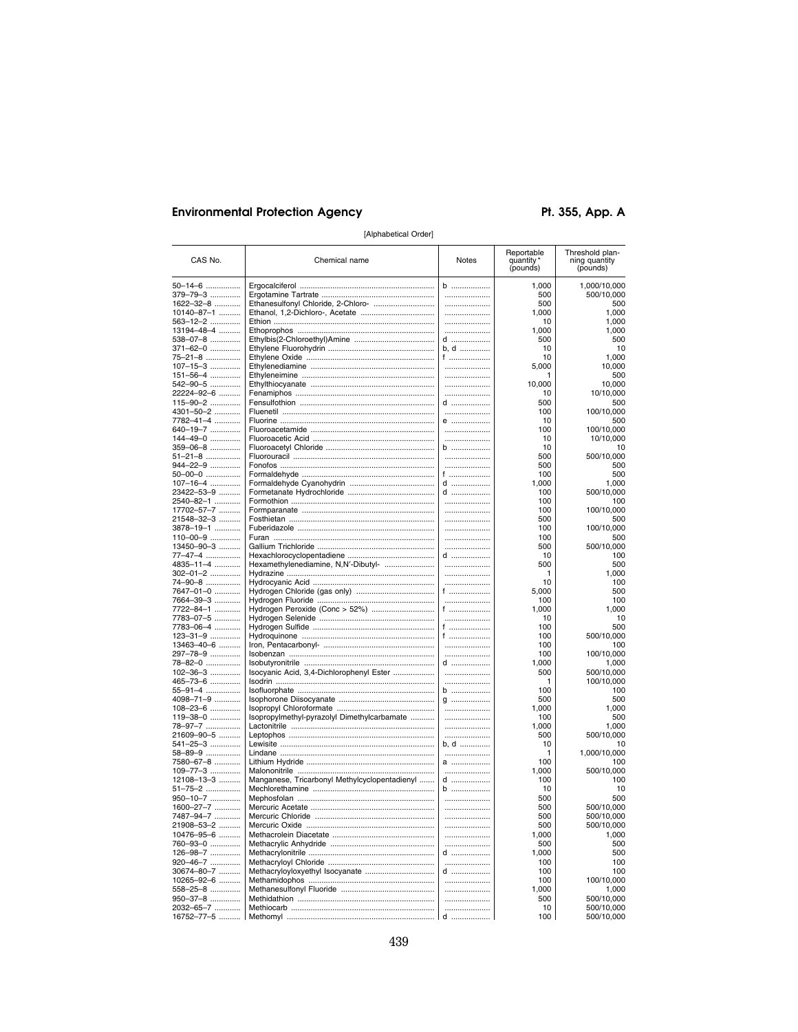[Alphabetical Order]

| CAS No. | Chemical name | Notes | Reportable quantity * (pounds) | Threshold planning quantity (pounds) |
|---|---|---|---|---|
| 50–14–6 | Ergocalciferol | b | 1,000 | 1,000/10,000 |
| 379–79–3 | Ergotamine Tartrate | | 500 | 500/10,000 |
| 1622–32–8 | Ethanesulfonyl Chloride, 2-Chloro- | | 500 | 500 |
| 10140–87–1 | Ethanol, 1,2-Dichloro-, Acetate | | 1,000 | 1,000 |
| 563–12–2 | Ethion | | 10 | 1,000 |
| 13194–48–4 | Ethoprophos | | 1,000 | 1,000 |
| 538–07–8 | Ethylbis(2-Chloroethyl)Amine | d | 500 | 500 |
| 371–62–0 | Ethylene Fluorohydrin | b, d | 10 | 10 |
| 75–21–8 | Ethylene Oxide | f | 10 | 1,000 |
| 107–15–3 | Ethylenediamine | | 5,000 | 10,000 |
| 151–56–4 | Ethyleneimine | | 1 | 500 |
| 542–90–5 | Ethylthiocyanate | | 10,000 | 10,000 |
| 22224–92–6 | Fenamiphos | | 10 | 10/10,000 |
| 115–90–2 | Fensulfothion | d | 500 | 500 |
| 4301–50–2 | Fluenetil | | 100 | 100/10,000 |
| 7782–41–4 | Fluorine | e | 10 | 500 |
| 640–19–7 | Fluoroacetamide | | 100 | 100/10,000 |
| 144–49–0 | Fluoroacetic Acid | | 10 | 10/10,000 |
| 359–06–8 | Fluoroacetyl Chloride | b | 10 | 10 |
| 51–21–8 | Fluorouracil | | 500 | 500/10,000 |
| 944–22–9 | Fonofos | | 500 | 500 |
| 50–00–0 | Formaldehyde | f | 100 | 500 |
| 107–16–4 | Formaldehyde Cyanohydrin | d | 1,000 | 1,000 |
| 23422–53–9 | Formetanate Hydrochloride | d | 100 | 500/10,000 |
| 2540–82–1 | Formothion | | 100 | 100 |
| 17702–57–7 | Formparanate | | 100 | 100/10,000 |
| 21548–32–3 | Fosthietan | | 500 | 500 |
| 3878–19–1 | Fuberidazole | | 100 | 100/10,000 |
| 110–00–9 | Furan | | 100 | 500 |
| 13450–90–3 | Gallium Trichloride | | 500 | 500/10,000 |
| 77–47–4 | Hexachlorocyclopentadiene | d | 10 | 100 |
| 4835–11–4 | Hexamethylenediamine, N,N′-Dibutyl- | | 500 | 500 |
| 302–01–2 | Hydrazine | | 1 | 1,000 |
| 74–90–8 | Hydrocyanic Acid | | 10 | 100 |
| 7647–01–0 | Hydrogen Chloride (gas only) | f | 5,000 | 500 |
| 7664–39–3 | Hydrogen Fluoride | | 100 | 100 |
| 7722–84–1 | Hydrogen Peroxide (Conc > 52%) | f | 1,000 | 1,000 |
| 7783–07–5 | Hydrogen Selenide | | 10 | 10 |
| 7783–06–4 | Hydrogen Sulfide | f | 100 | 500 |
| 123–31–9 | Hydroquinone | f | 100 | 500/10,000 |
| 13463–40–6 | Iron, Pentacarbonyl- | | 100 | 100 |
| 297–78–9 | Isobenzan | | 100 | 100/10,000 |
| 78–82–0 | Isobutyronitrile | d | 1,000 | 1,000 |
| 102–36–3 | Isocyanic Acid, 3,4-Dichlorophenyl Ester | | 500 | 500/10,000 |
| 465–73–6 | Isodrin | | 1 | 100/10,000 |
| 55–91–4 | Isofluorphate | b | 100 | 100 |
| 4098–71–9 | Isophorone Diisocyanate | g | 500 | 500 |
| 108–23–6 | Isopropyl Chloroformate | | 1,000 | 1,000 |
| 119–38–0 | Isopropylmethyl-pyrazolyl Dimethylcarbamate | | 100 | 500 |
| 78–97–7 | Lactonitrile | | 1,000 | 1,000 |
| 21609–90–5 | Leptophos | | 500 | 500/10,000 |
| 541–25–3 | Lewisite | b, d | 10 | 10 |
| 58–89–9 | Lindane | | 1 | 1,000/10,000 |
| 7580–67–8 | Lithium Hydride | a | 100 | 100 |
| 109–77–3 | Malononitrile | | 1,000 | 500/10,000 |
| 12108–13–3 | Manganese, Tricarbonyl Methylcyclopentadienyl | d | 100 | 100 |
| 51–75–2 | Mechlorethamine | b | 10 | 10 |
| 950–10–7 | Mephosfolan | | 500 | 500 |
| 1600–27–7 | Mercuric Acetate | | 500 | 500/10,000 |
| 7487–94–7 | Mercuric Chloride | | 500 | 500/10,000 |
| 21908–53–2 | Mercuric Oxide | | 500 | 500/10,000 |
| 10476–95–6 | Methacrolein Diacetate | | 1,000 | 1,000 |
| 760–93–0 | Methacrylic Anhydride | | 500 | 500 |
| 126–98–7 | Methacrylonitrile | d | 1,000 | 500 |
| 920–46–7 | Methacryloyl Chloride | | 100 | 100 |
| 30674–80–7 | Methacryloyloxyethyl Isocyanate | d | 100 | 100 |
| 10265–92–6 | Methamidophos | | 100 | 100/10,000 |
| 558–25–8 | Methanesulfonyl Fluoride | | 1,000 | 1,000 |
| 950–37–8 | Methidathion | | 500 | 500/10,000 |
| 2032–65–7 | Methiocarb | | 10 | 500/10,000 |
| 16752–77–5 | Methomyl | d | 100 | 500/10,000 |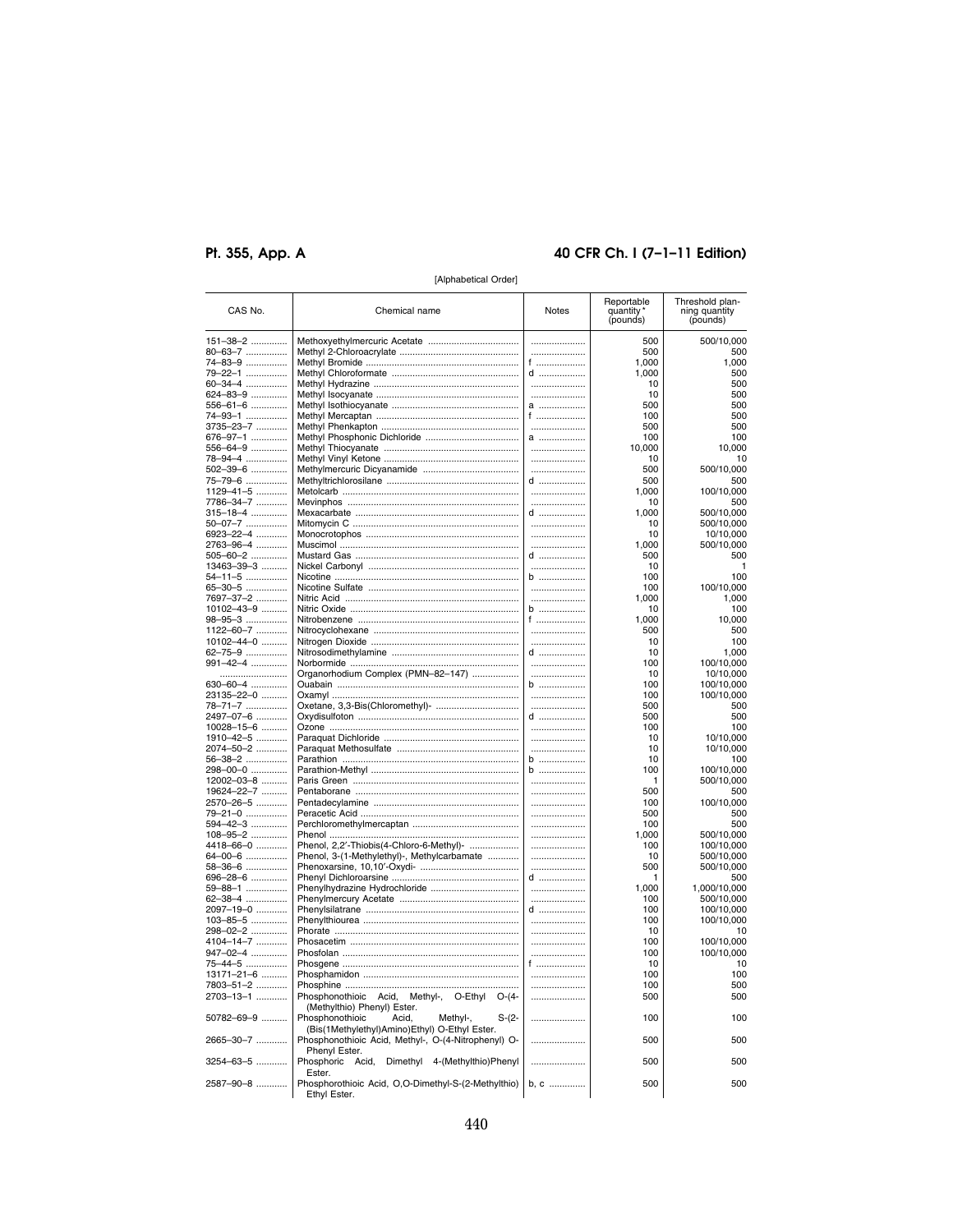[Alphabetical Order]

| CAS No. | Chemical name | Notes | Reportable quantity * (pounds) | Threshold planning quantity (pounds) |
|---|---|---|---|---|
| 151–38–2 | Methoxyethylmercuric Acetate | | 500 | 500/10,000 |
| 80–63–7 | Methyl 2-Chloroacrylate | | 500 | 500 |
| 74–83–9 | Methyl Bromide | f | 1,000 | 1,000 |
| 79–22–1 | Methyl Chloroformate | d | 1,000 | 500 |
| 60–34–4 | Methyl Hydrazine | | 10 | 500 |
| 624–83–9 | Methyl Isocyanate | | 10 | 500 |
| 556–61–6 | Methyl Isothiocyanate | a | 500 | 500 |
| 74–93–1 | Methyl Mercaptan | f | 100 | 500 |
| 3735–23–7 | Methyl Phenkapton | | 500 | 500 |
| 676–97–1 | Methyl Phosphonic Dichloride | a | 100 | 100 |
| 556–64–9 | Methyl Thiocyanate | | 10,000 | 10,000 |
| 78–94–4 | Methyl Vinyl Ketone | | 10 | 10 |
| 502–39–6 | Methylmercuric Dicyanamide | | 500 | 500/10,000 |
| 75–79–6 | Methyltrichlorosilane | d | 500 | 500 |
| 1129–41–5 | Metolcarb | | 1,000 | 100/10,000 |
| 7786–34–7 | Mevinphos | | 10 | 500 |
| 315–18–4 | Mexacarbate | d | 1,000 | 500/10,000 |
| 50–07–7 | Mitomycin C | | 10 | 500/10,000 |
| 6923–22–4 | Monocrotophos | | 10 | 10/10,000 |
| 2763–96–4 | Muscimol | | 1,000 | 500/10,000 |
| 505–60–2 | Mustard Gas | d | 500 | 500 |
| 13463–39–3 | Nickel Carbonyl | | 10 | 1 |
| 54–11–5 | Nicotine | b | 100 | 100 |
| 65–30–5 | Nicotine Sulfate | | 100 | 100/10,000 |
| 7697–37–2 | Nitric Acid | | 1,000 | 1,000 |
| 10102–43–9 | Nitric Oxide | b | 10 | 100 |
| 98–95–3 | Nitrobenzene | f | 1,000 | 10,000 |
| 1122–60–7 | Nitrocyclohexane | | 500 | 500 |
| 10102–44–0 | Nitrogen Dioxide | | 10 | 100 |
| 62–75–9 | Nitrosodimethylamine | d | 10 | 1,000 |
| 991–42–4 | Norbormide | | 100 | 100/10,000 |
| | Organorhodium Complex (PMN–82–147) | | 10 | 10/10,000 |
| 630–60–4 | Ouabain | b | 100 | 100/10,000 |
| 23135–22–0 | Oxamyl | | 100 | 100/10,000 |
| 78–71–7 | Oxetane, 3,3-Bis(Chloromethyl)- | | 500 | 500 |
| 2497–07–6 | Oxydisulfoton | d | 500 | 500 |
| 10028–15–6 | Ozone | | 100 | 100 |
| 1910–42–5 | Paraquat Dichloride | | 10 | 10/10,000 |
| 2074–50–2 | Paraquat Methosulfate | | 10 | 10/10,000 |
| 56–38–2 | Parathion | b | 10 | 100 |
| 298–00–0 | Parathion-Methyl | b | 100 | 100/10,000 |
| 12002–03–8 | Paris Green | | 1 | 500/10,000 |
| 19624–22–7 | Pentaborane | | 500 | 500 |
| 2570–26–5 | Pentadecylamine | | 100 | 100/10,000 |
| 79–21–0 | Peracetic Acid | | 500 | 500 |
| 594–42–3 | Perchloromethylmercaptan | | 100 | 500 |
| 108–95–2 | Phenol | | 1,000 | 500/10,000 |
| 4418–66–0 | Phenol, 2,2′-Thiobis(4-Chloro-6-Methyl)- | | 100 | 100/10,000 |
| 64–00–6 | Phenol, 3-(1-Methylethyl)-, Methylcarbamate | | 10 | 500/10,000 |
| 58–36–6 | Phenoxarsine, 10,10′-Oxydi- | | 500 | 500/10,000 |
| 696–28–6 | Phenyl Dichloroarsine | d | 1 | 500 |
| 59–88–1 | Phenylhydrazine Hydrochloride | | 1,000 | 1,000/10,000 |
| 62–38–4 | Phenylmercury Acetate | | 100 | 500/10,000 |
| 2097–19–0 | Phenylsilatrane | d | 100 | 100/10,000 |
| 103–85–5 | Phenylthiourea | | 100 | 100/10,000 |
| 298–02–2 | Phorate | | 10 | 10 |
| 4104–14–7 | Phosacetim | | 100 | 100/10,000 |
| 947–02–4 | Phosfolan | | 100 | 100/10,000 |
| 75–44–5 | Phosgene | f | 10 | 10 |
| 13171–21–6 | Phosphamidon | | 100 | 100 |
| 7803–51–2 | Phosphine | | 100 | 500 |
| 2703–13–1 | Phosphonothioic Acid, Methyl-, O-Ethyl O-(4-(Methylthio) Phenyl) Ester. | | 500 | 500 |
| 50782–69–9 | Phosphonothioic Acid, Methyl-, S-(2-(Bis(1Methylethyl)Amino)Ethyl) O-Ethyl Ester. | | 100 | 100 |
| 2665–30–7 | Phosphonothioic Acid, Methyl-, O-(4-Nitrophenyl) O-Phenyl Ester. | | 500 | 500 |
| 3254–63–5 | Phosphoric Acid, Dimethyl 4-(Methylthio)Phenyl Ester. | | 500 | 500 |
| 2587–90–8 | Phosphorothioic Acid, O,O-Dimethyl-S-(2-Methylthio) Ethyl Ester. | b, c | 500 | 500 |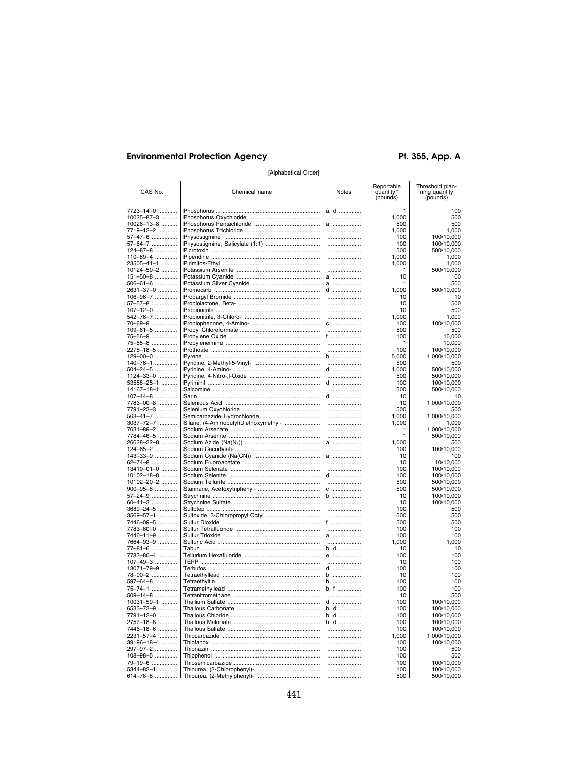[Alphabetical Order]

| CAS No. | Chemical name | Notes | Reportable quantity * (pounds) | Threshold planning quantity (pounds) |
|---|---|---|---|---|
| 7723–14–0 | Phosphorus | a, d | 1 | 100 |
| 10025–87–3 | Phosphorus Oxychloride | | 1,000 | 500 |
| 10026–13–8 | Phosphorus Pentachloride | a | 500 | 500 |
| 7719–12–2 | Phosphorus Trichloride | | 1,000 | 1,000 |
| 57–47–6 | Physostigmine | | 100 | 100/10,000 |
| 57–64–7 | Physostigmine, Salicylate (1:1) | | 100 | 100/10,000 |
| 124–87–8 | Picrotoxin | | 500 | 500/10,000 |
| 110–89–4 | Piperidine | | 1,000 | 1,000 |
| 23505–41–1 | Pirimifos-Ethyl | | 1,000 | 1,000 |
| 10124–50–2 | Potassium Arsenite | | 1 | 500/10,000 |
| 151–50–8 | Potassium Cyanide | a | 10 | 100 |
| 506–61–6 | Potassium Silver Cyanide | a | 1 | 500 |
| 2631–37–0 | Promecarb | d | 1,000 | 500/10,000 |
| 106–96–7 | Propargyl Bromide | | 10 | 10 |
| 57–57–8 | Propiolactone, Beta- | | 10 | 500 |
| 107–12–0 | Propionitrile | | 10 | 500 |
| 542–76–7 | Propionitrile, 3-Chloro- | | 1,000 | 1,000 |
| 70–69–9 | Propiophenone, 4-Amino- | c | 100 | 100/10,000 |
| 109–61–5 | Propyl Chloroformate | | 500 | 500 |
| 75–56–9 | Propylene Oxide | f | 100 | 10,000 |
| 75–55–8 | Propyleneimine | | 1 | 10,000 |
| 2275–18–5 | Prothoate | | 100 | 100/10,000 |
| 129–00–0 | Pyrene | b | 5,000 | 1,000/10,000 |
| 140–76–1 | Pyridine, 2-Methyl-5-Vinyl- | | 500 | 500 |
| 504–24–5 | Pyridine, 4-Amino- | d | 1,000 | 500/10,000 |
| 1124–33–0 | Pyridine, 4-Nitro-,l-Oxide | | 500 | 500/10,000 |
| 53558–25–1 | Pyriminil | d | 100 | 100/10,000 |
| 14167–18–1 | Salcomine | | 500 | 500/10,000 |
| 107–44–8 | Sarin | d | 10 | 10 |
| 7783–00–8 | Selenious Acid | | 10 | 1,000/10,000 |
| 7791–23–3 | Selenium Oxychloride | | 500 | 500 |
| 563–41–7 | Semicarbazide Hydrochloride | | 1,000 | 1,000/10,000 |
| 3037–72–7 | Silane, (4-Aminobutyl)Diethoxymethyl- | | 1,000 | 1,000 |
| 7631–89–2 | Sodium Arsenate | | 1 | 1,000/10,000 |
| 7784–46–5 | Sodium Arsenite | | 1 | 500/10,000 |
| 26628–22–8 | Sodium Azide ($Na(N_3)$) | a | 1,000 | 500 |
| 124–65–2 | Sodium Cacodylate | | 100 | 100/10,000 |
| 143–33–9 | Sodium Cyanide (Na(CN)) | a | 10 | 100 |
| 62–74–8 | Sodium Fluoroacetate | | 10 | 10/10,000 |
| 13410–01–0 | Sodium Selenate | | 100 | 100/10,000 |
| 10102–18–8 | Sodium Selenite | d | 100 | 100/10,000 |
| 10102–20–2 | Sodium Tellurite | | 500 | 500/10,000 |
| 900–95–8 | Stannane, Acetoxytriphenyl- | c | 500 | 500/10,000 |
| 57–24–9 | Strychnine | b | 10 | 100/10,000 |
| 60–41–3 | Strychnine Sulfate | | 10 | 100/10,000 |
| 3689–24–5 | Sulfotep | | 100 | 500 |
| 3569–57–1 | Sulfoxide, 3-Chloropropyl Octyl | | 500 | 500 |
| 7446–09–5 | Sulfur Dioxide | f | 500 | 500 |
| 7783–60–0 | Sulfur Tetrafluoride | | 100 | 100 |
| 7446–11–9 | Sulfur Trioxide | a | 100 | 100 |
| 7664–93–9 | Sulfuric Acid | | 1,000 | 1,000 |
| 77–81–6 | Tabun | b, d | 10 | 10 |
| 7783–80–4 | Tellurium Hexafluoride | e | 100 | 100 |
| 107–49–3 | TEPP | | 10 | 100 |
| 13071–79–9 | Terbufos | d | 100 | 100 |
| 78–00–2 | Tetraethyllead | b | 10 | 100 |
| 597–64–8 | Tetraethyltin | b | 100 | 100 |
| 75–74–1 | Tetramethyllead | b, f | 100 | 100 |
| 509–14–8 | Tetranitromethane | | 10 | 500 |
| 10031–59–1 | Thallium Sulfate | d | 100 | 100/10,000 |
| 6533–73–9 | Thallous Carbonate | b, d | 100 | 100/10,000 |
| 7791–12–0 | Thallous Chloride | b, d | 100 | 100/10,000 |
| 2757–18–8 | Thallous Malonate | b, d | 100 | 100/10,000 |
| 7446–18–6 | Thallous Sulfate | | 100 | 100/10,000 |
| 2231–57–4 | Thiocarbazide | | 1,000 | 1,000/10,000 |
| 39196–18–4 | Thiofanox | | 100 | 100/10,000 |
| 297–97–2 | Thionazin | | 100 | 500 |
| 108–98–5 | Thiophenol | | 100 | 500 |
| 79–19–6 | Thiosemicarbazide | | 100 | 100/10,000 |
| 5344–82–1 | Thiourea, (2-Chlorophenyl)- | | 100 | 100/10,000 |
| 614–78–8 | Thiourea, (2-Methylphenyl)- | | 500 | 500/10,000 |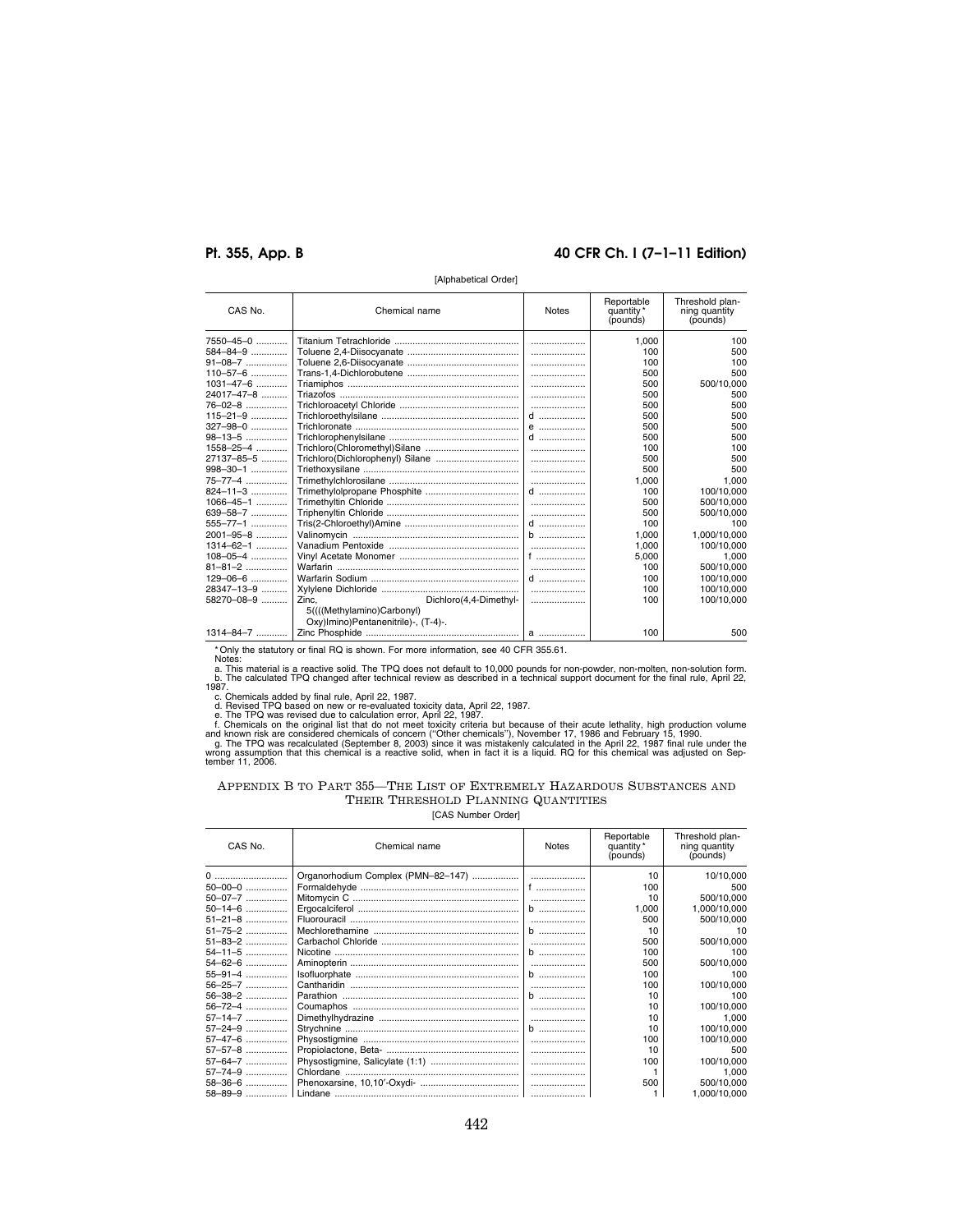[Alphabetical Order]

| CAS No. | Chemical name | Notes | Reportable quantity * (pounds) | Threshold planning quantity (pounds) |
|---|---|---|---|---|
| 7550–45–0 | Titanium Tetrachloride | | 1,000 | 100 |
| 584–84–9 | Toluene 2,4-Diisocyanate | | 100 | 500 |
| 91–08–7 | Toluene 2,6-Diisocyanate | | 100 | 100 |
| 110–57–6 | Trans-1,4-Dichlorobutene | | 500 | 500 |
| 1031–47–6 | Triamiphos | | 500 | 500/10,000 |
| 24017–47–8 | Triazofos | | 500 | 500 |
| 76–02–8 | Trichloroacetyl Chloride | | 500 | 500 |
| 115–21–9 | Trichloroethylsilane | d | 500 | 500 |
| 327–98–0 | Trichloronate | e | 500 | 500 |
| 98–13–5 | Trichlorophenylsilane | d | 500 | 500 |
| 1558–25–4 | Trichloro(Chloromethyl)Silane | | 100 | 100 |
| 27137–85–5 | Trichloro(Dichlorophenyl) Silane | | 500 | 500 |
| 998–30–1 | Triethoxysilane | | 500 | 500 |
| 75–77–4 | Trimethylchlorosilane | | 1,000 | 1,000 |
| 824–11–3 | Trimethylolpropane Phosphite | d | 100 | 100/10,000 |
| 1066–45–1 | Trimethyltin Chloride | | 500 | 500/10,000 |
| 639–58–7 | Triphenyltin Chloride | | 500 | 500/10,000 |
| 555–77–1 | Tris(2-Chloroethyl)Amine | d | 100 | 100 |
| 2001–95–8 | Valinomycin | b | 1,000 | 1,000/10,000 |
| 1314–62–1 | Vanadium Pentoxide | | 1,000 | 100/10,000 |
| 108–05–4 | Vinyl Acetate Monomer | f | 5,000 | 1,000 |
| 81–81–2 | Warfarin | | 100 | 500/10,000 |
| 129–06–6 | Warfarin Sodium | d | 100 | 100/10,000 |
| 28347–13–9 | Xylylene Dichloride | | 100 | 100/10,000 |
| 58270–08–9 | Zinc, Dichloro(4,4-Dimethyl-5((((Methylamino)Carbonyl) Oxy)Imino)Pentanenitrile)-, (T-4)-. | | 100 | 100/10,000 |
| 1314–84–7 | Zinc Phosphide | a | 100 | 500 |

* Only the statutory or final RQ is shown. For more information, see 40 CFR 355.61.

Notes:

a. This material is a reactive solid. The TPQ does not default to 10,000 pounds for non-powder, non-molten, non-solution form.

b. The calculated TPQ changed after technical review as described in a technical support document for the final rule, April 22, 1987.

c. Chemicals added by final rule, April 22, 1987.

d. Revised TPQ based on new or re-evaluated toxicity data, April 22, 1987.

e. The TPQ was revised due to calculation error, April 22, 1987.

f. Chemicals on the original list that do not meet toxicity criteria but because of their acute lethality, high production volume and known risk are considered chemicals of concern ("Other chemicals"), November 17, 1986 and February 15, 1990.

g. The TPQ was recalculated (September 8, 2003) since it was mistakenly calculated in the April 22, 1987 final rule under the wrong assumption that this chemical is a reactive solid, when in fact it is a liquid. RQ for this chemical was adjusted on September 11, 2006.

## APPENDIX B TO PART 355—THE LIST OF EXTREMELY HAZARDOUS SUBSTANCES AND THEIR THRESHOLD PLANNING QUANTITIES

[CAS Number Order]

| CAS No. | Chemical name | Notes | Reportable quantity * (pounds) | Threshold planning quantity (pounds) |
|---|---|---|---|---|
| 0 | Organorhodium Complex (PMN–82–147) | | 10 | 10/10,000 |
| 50–00–0 | Formaldehyde | f | 100 | 500 |
| 50–07–7 | Mitomycin C | | 10 | 500/10,000 |
| 50–14–6 | Ergocalciferol | b | 1,000 | 1,000/10,000 |
| 51–21–8 | Fluorouracil | | 500 | 500/10,000 |
| 51–75–2 | Mechlorethamine | b | 10 | 10 |
| 51–83–2 | Carbachol Chloride | | 500 | 500/10,000 |
| 54–11–5 | Nicotine | b | 100 | 100 |
| 54–62–6 | Aminopterin | | 500 | 500/10,000 |
| 55–91–4 | Isofluorphate | b | 100 | 100 |
| 56–25–7 | Cantharidin | | 100 | 100/10,000 |
| 56–38–2 | Parathion | b | 10 | 100 |
| 56–72–4 | Coumaphos | | 10 | 100/10,000 |
| 57–14–7 | Dimethylhydrazine | | 10 | 1,000 |
| 57–24–9 | Strychnine | b | 10 | 100/10,000 |
| 57–47–6 | Physostigmine | | 100 | 100/10,000 |
| 57–57–8 | Propiolactone, Beta- | | 10 | 500 |
| 57–64–7 | Physostigmine, Salicylate (1:1) | | 100 | 100/10,000 |
| 57–74–9 | Chlordane | | 1 | 1,000 |
| 58–36–6 | Phenoxarsine, 10,10'-Oxydi- | | 500 | 500/10,000 |
| 58–89–9 | Lindane | | 1 | 1,000/10,000 |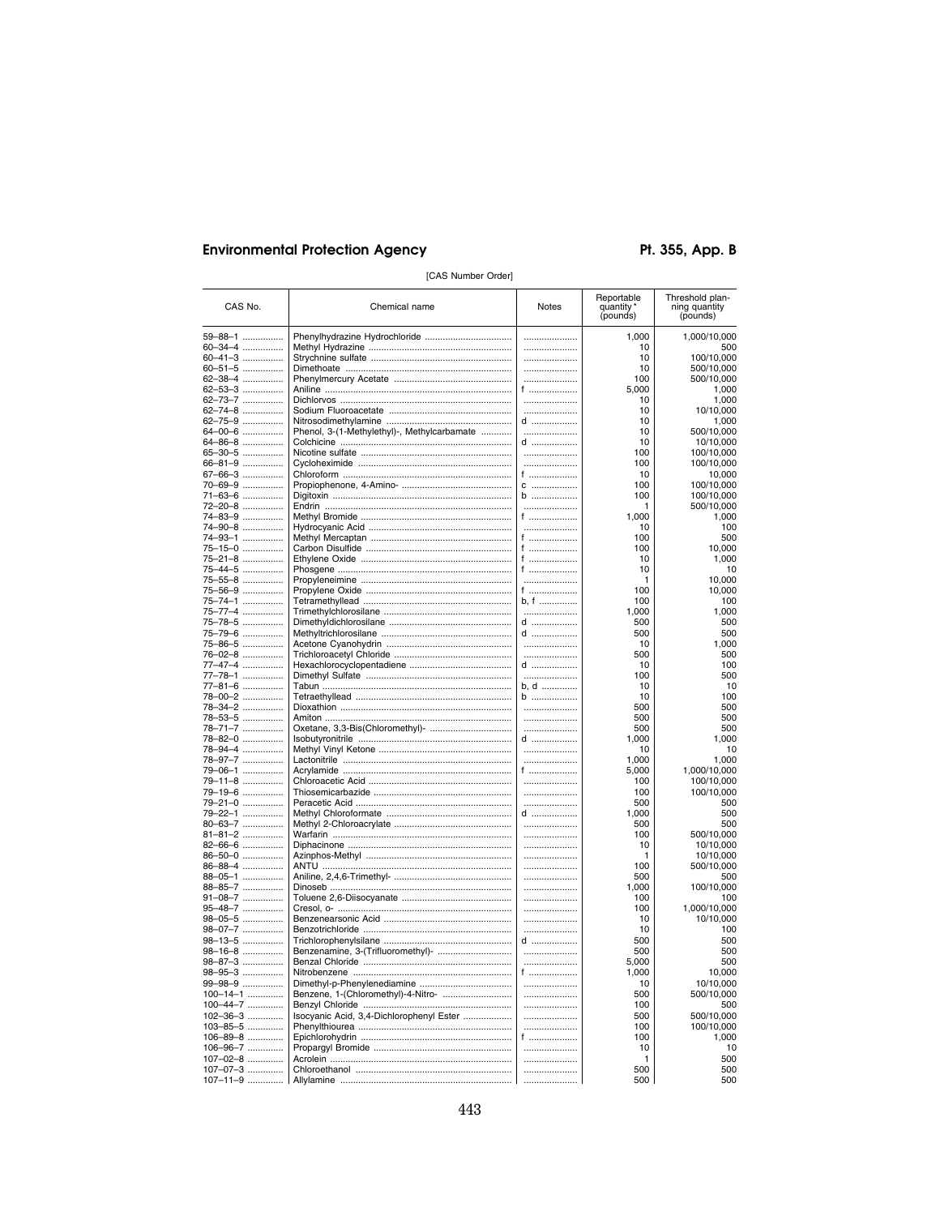[CAS Number Order]

| CAS No. | Chemical name | Notes | Reportable quantity* (pounds) | Threshold planning quantity (pounds) |
|---|---|---|---|---|
| 59–88–1 | Phenylhydrazine Hydrochloride | | 1,000 | 1,000/10,000 |
| 60–34–4 | Methyl Hydrazine | | 10 | 500 |
| 60–41–3 | Strychnine sulfate | | 10 | 100/10,000 |
| 60–51–5 | Dimethoate | | 10 | 500/10,000 |
| 62–38–4 | Phenylmercury Acetate | | 100 | 500/10,000 |
| 62–53–3 | Aniline | f | 5,000 | 1,000 |
| 62–73–7 | Dichlorvos | | 10 | 1,000 |
| 62–74–8 | Sodium Fluoroacetate | | 10 | 10/10,000 |
| 62–75–9 | Nitrosodimethylamine | d | 10 | 1,000 |
| 64–00–6 | Phenol, 3-(1-Methylethyl)-, Methylcarbamate | | 10 | 500/10,000 |
| 64–86–8 | Colchicine | d | 10 | 10/10,000 |
| 65–30–5 | Nicotine sulfate | | 100 | 100/10,000 |
| 66–81–9 | Cycloheximide | | 100 | 100/10,000 |
| 67–66–3 | Chloroform | f | 10 | 10,000 |
| 70–69–9 | Propiophenone, 4-Amino- | c | 100 | 100/10,000 |
| 71–63–6 | Digitoxin | b | 100 | 100/10,000 |
| 72–20–8 | Endrin | | 1 | 500/10,000 |
| 74–83–9 | Methyl Bromide | f | 1,000 | 1,000 |
| 74–90–8 | Hydrocyanic Acid | | 10 | 100 |
| 74–93–1 | Methyl Mercaptan | f | 100 | 500 |
| 75–15–0 | Carbon Disulfide | f | 100 | 10,000 |
| 75–21–8 | Ethylene Oxide | f | 10 | 1,000 |
| 75–44–5 | Phosgene | f | 10 | 10 |
| 75–55–8 | Propyleneimine | | 1 | 10,000 |
| 75–56–9 | Propylene Oxide | f | 100 | 10,000 |
| 75–74–1 | Tetramethyllead | b, f | 100 | 100 |
| 75–77–4 | Trimethylchlorosilane | | 1,000 | 1,000 |
| 75–78–5 | Dimethyldichlorosilane | d | 500 | 500 |
| 75–79–6 | Methyltrichlorosilane | d | 500 | 500 |
| 75–86–5 | Acetone Cyanohydrin | | 10 | 1,000 |
| 76–02–8 | Trichloroacetyl Chloride | | 500 | 500 |
| 77–47–4 | Hexachlorocyclopentadiene | d | 10 | 100 |
| 77–78–1 | Dimethyl Sulfate | | 100 | 500 |
| 77–81–6 | Tabun | b, d | 10 | 10 |
| 78–00–2 | Tetraethyllead | b | 10 | 100 |
| 78–34–2 | Dioxathion | | 500 | 500 |
| 78–53–5 | Amiton | | 500 | 500 |
| 78–71–7 | Oxetane, 3,3-Bis(Chloromethyl)- | | 500 | 500 |
| 78–82–0 | Isobutyronitrile | d | 1,000 | 1,000 |
| 78–94–4 | Methyl Vinyl Ketone | | 10 | 10 |
| 78–97–7 | Lactonitrile | | 1,000 | 1,000 |
| 79–06–1 | Acrylamide | f | 5,000 | 1,000/10,000 |
| 79–11–8 | Chloroacetic Acid | | 100 | 100/10,000 |
| 79–19–6 | Thiosemicarbazide | | 100 | 100/10,000 |
| 79–21–0 | Peracetic Acid | | 500 | 500 |
| 79–22–1 | Methyl Chloroformate | d | 1,000 | 500 |
| 80–63–7 | Methyl 2-Chloroacrylate | | 500 | 500 |
| 81–81–2 | Warfarin | | 100 | 500/10,000 |
| 82–66–6 | Diphacinone | | 10 | 10/10,000 |
| 86–50–0 | Azinphos-Methyl | | 1 | 10/10,000 |
| 86–88–4 | ANTU | | 100 | 500/10,000 |
| 88–05–1 | Aniline, 2,4,6-Trimethyl- | | 500 | 500 |
| 88–85–7 | Dinoseb | | 1,000 | 100/10,000 |
| 91–08–7 | Toluene 2,6-Diisocyanate | | 100 | 100 |
| 95–48–7 | Cresol, o- | | 100 | 1,000/10,000 |
| 98–05–5 | Benzenearsonic Acid | | 10 | 10/10,000 |
| 98–07–7 | Benzotrichloride | | 10 | 100 |
| 98–13–5 | Trichlorophenylsilane | d | 500 | 500 |
| 98–16–8 | Benzenamine, 3-(Trifluoromethyl)- | | 500 | 500 |
| 98–87–3 | Benzal Chloride | | 5,000 | 500 |
| 98–95–3 | Nitrobenzene | f | 1,000 | 10,000 |
| 99–98–9 | Dimethyl-p-Phenylenediamine | | 10 | 10/10,000 |
| 100–14–1 | Benzene, 1-(Chloromethyl)-4-Nitro- | | 500 | 500/10,000 |
| 100–44–7 | Benzyl Chloride | | 100 | 500 |
| 102–36–3 | Isocyanic Acid, 3,4-Dichlorophenyl Ester | | 500 | 500/10,000 |
| 103–85–5 | Phenylthiourea | | 100 | 100/10,000 |
| 106–89–8 | Epichlorohydrin | f | 100 | 1,000 |
| 106–96–7 | Propargyl Bromide | | 10 | 10 |
| 107–02–8 | Acrolein | | 1 | 500 |
| 107–07–3 | Chloroethanol | | 500 | 500 |
| 107–11–9 | Allylamine | | 500 | 500 |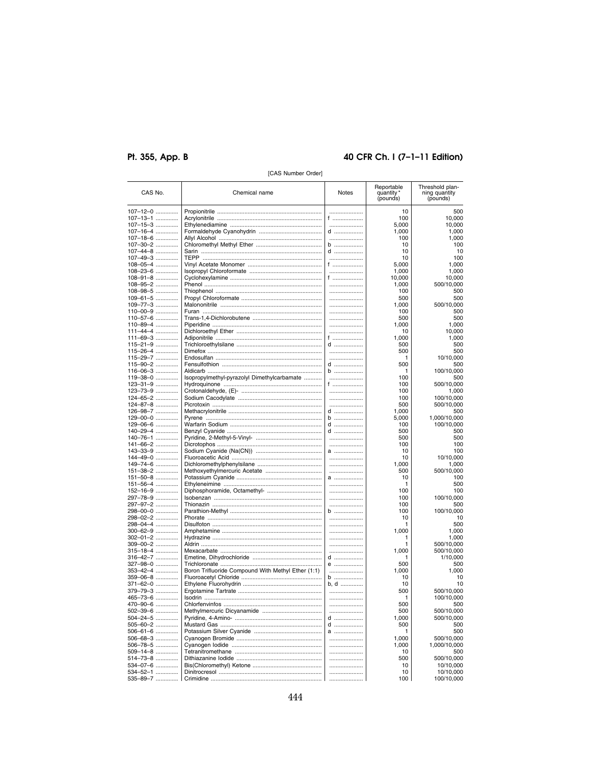[CAS Number Order]

| CAS No. | Chemical name | Notes | Reportable quantity* (pounds) | Threshold planning quantity (pounds) |
|---|---|---|---|---|
| 107–12–0 | Propionitrile | | 10 | 500 |
| 107–13–1 | Acrylonitrile | f | 100 | 10,000 |
| 107–15–3 | Ethylenediamine | | 5,000 | 10,000 |
| 107–16–4 | Formaldehyde Cyanohydrin | d | 1,000 | 1,000 |
| 107–18–6 | Allyl Alcohol | | 100 | 1,000 |
| 107–30–2 | Chloromethyl Methyl Ether | b | 10 | 100 |
| 107–44–8 | Sarin | d | 10 | 10 |
| 107–49–3 | TEPP | | 10 | 100 |
| 108–05–4 | Vinyl Acetate Monomer | f | 5,000 | 1,000 |
| 108–23–6 | Isopropyl Chloroformate | | 1,000 | 1,000 |
| 108–91–8 | Cyclohexylamine | f | 10,000 | 10,000 |
| 108–95–2 | Phenol | | 1,000 | 500/10,000 |
| 108–98–5 | Thiophenol | | 100 | 500 |
| 109–61–5 | Propyl Chloroformate | | 500 | 500 |
| 109–77–3 | Malononitrile | | 1,000 | 500/10,000 |
| 110–00–9 | Furan | | 100 | 500 |
| 110–57–6 | Trans-1,4-Dichlorobutene | | 500 | 500 |
| 110–89–4 | Piperidine | | 1,000 | 1,000 |
| 111–44–4 | Dichloroethyl Ether | | 10 | 10,000 |
| 111–69–3 | Adiponitrile | f | 1,000 | 1,000 |
| 115–21–9 | Trichloroethylsilane | d | 500 | 500 |
| 115–26–4 | Dimefox | | 500 | 500 |
| 115–29–7 | Endosulfan | | 1 | 10/10,000 |
| 115–90–2 | Fensulfothion | d | 500 | 500 |
| 116–06–3 | Aldicarb | b | 1 | 100/10,000 |
| 119–38–0 | Isopropylmethyl-pyrazolyl Dimethylcarbamate | | 100 | 500 |
| 123–31–9 | Hydroquinone | f | 100 | 500/10,000 |
| 123–73–9 | Crotonaldehyde, (E)- | | 100 | 1,000 |
| 124–65–2 | Sodium Cacodylate | | 100 | 100/10,000 |
| 124–87–8 | Picrotoxin | | 500 | 500/10,000 |
| 126–98–7 | Methacrylonitrile | d | 1,000 | 500 |
| 129–00–0 | Pyrene | b | 5,000 | 1,000/10,000 |
| 129–06–6 | Warfarin Sodium | d | 100 | 100/10,000 |
| 140–29–4 | Benzyl Cyanide | d | 500 | 500 |
| 140–76–1 | Pyridine, 2-Methyl-5-Vinyl- | | 500 | 500 |
| 141–66–2 | Dicrotophos | | 100 | 100 |
| 143–33–9 | Sodium Cyanide (Na(CN)) | a | 10 | 100 |
| 144–49–0 | Fluoroacetic Acid | | 10 | 10/10,000 |
| 149–74–6 | Dichloromethylphenylsilane | | 1,000 | 1,000 |
| 151–38–2 | Methoxyethylmercuric Acetate | | 500 | 500/10,000 |
| 151–50–8 | Potassium Cyanide | a | 10 | 100 |
| 151–56–4 | Ethyleneimine | | 1 | 500 |
| 152–16–9 | Diphosphoramide, Octamethyl- | | 100 | 100 |
| 297–78–9 | Isobenzan | | 100 | 100/10,000 |
| 297–97–2 | Thionazin | | 100 | 500 |
| 298–00–0 | Parathion-Methyl | b | 100 | 100/10,000 |
| 298–02–2 | Phorate | | 10 | 10 |
| 298–04–4 | Disulfoton | | 1 | 500 |
| 300–62–9 | Amphetamine | | 1,000 | 1,000 |
| 302–01–2 | Hydrazine | | 1 | 1,000 |
| 309–00–2 | Aldrin | | 1 | 500/10,000 |
| 315–18–4 | Mexacarbate | | 1,000 | 500/10,000 |
| 316–42–7 | Emetine, Dihydrochloride | d | 1 | 1/10,000 |
| 327–98–0 | Trichloronate | e | 500 | 500 |
| 353–42–4 | Boron Trifluoride Compound With Methyl Ether (1:1) | | 1,000 | 1,000 |
| 359–06–8 | Fluoroacetyl Chloride | b | 10 | 10 |
| 371–62–0 | Ethylene Fluorohydrin | b, d | 10 | 10 |
| 379–79–3 | Ergotamine Tartrate | | 500 | 500/10,000 |
| 465–73–6 | Isodrin | | 1 | 100/10,000 |
| 470–90–6 | Chlorfenvinfos | | 500 | 500 |
| 502–39–6 | Methylmercuric Dicyanamide | | 500 | 500/10,000 |
| 504–24–5 | Pyridine, 4-Amino- | d | 1,000 | 500/10,000 |
| 505–60–2 | Mustard Gas | d | 500 | 500 |
| 506–61–6 | Potassium Silver Cyanide | a | 1 | 500 |
| 506–68–3 | Cyanogen Bromide | | 1,000 | 500/10,000 |
| 506–78–5 | Cyanogen Iodide | | 1,000 | 1,000/10,000 |
| 509–14–8 | Tetranitromethane | | 10 | 500 |
| 514–73–8 | Dithiazanine Iodide | | 500 | 500/10,000 |
| 534–07–6 | Bis(Chloromethyl) Ketone | | 10 | 10/10,000 |
| 534–52–1 | Dinitrocresol | | 10 | 10/10,000 |
| 535–89–7 | Crimidine | | 100 | 100/10,000 |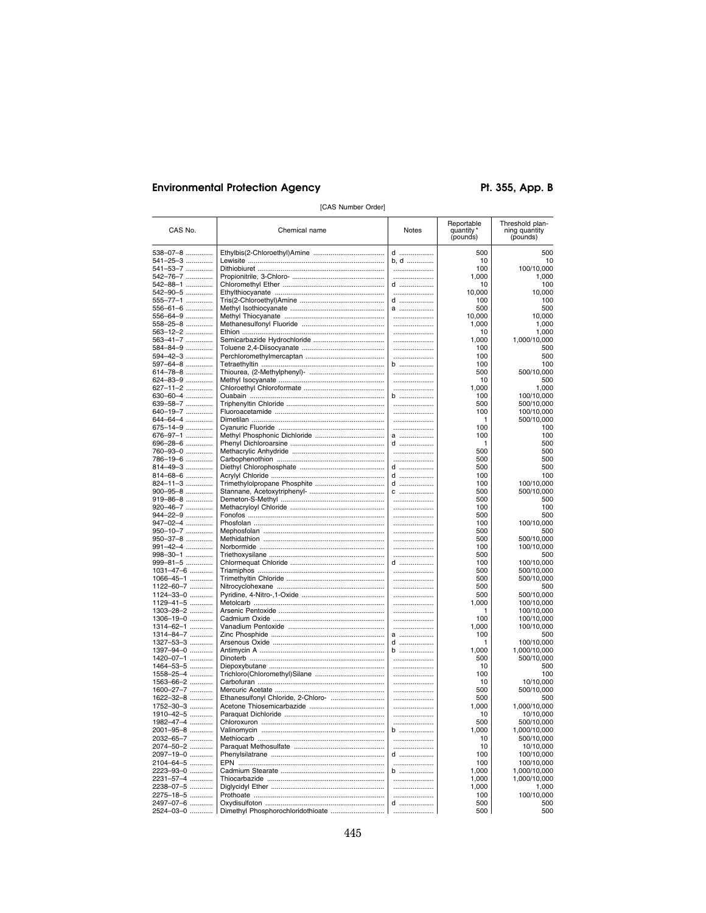[CAS Number Order]

| CAS No. | Chemical name | Notes | Reportable quantity * (pounds) | Threshold planning quantity (pounds) |
|---|---|---|---|---|
| 538–07–8 | Ethylbis(2-Chloroethyl)Amine | d | 500 | 500 |
| 541–25–3 | Lewisite | b, d | 10 | 10 |
| 541–53–7 | Dithiobiuret | | 100 | 100/10,000 |
| 542–76–7 | Propionitrile, 3-Chloro- | | 1,000 | 1,000 |
| 542–88–1 | Chloromethyl Ether | d | 10 | 100 |
| 542–90–5 | Ethylthiocyanate | | 10,000 | 10,000 |
| 555–77–1 | Tris(2-Chloroethyl)Amine | d | 100 | 100 |
| 556–61–6 | Methyl Isothiocyanate | a | 500 | 500 |
| 556–64–9 | Methyl Thiocyanate | | 10,000 | 10,000 |
| 558–25–8 | Methanesulfonyl Fluoride | | 1,000 | 1,000 |
| 563–12–2 | Ethion | | 10 | 1,000 |
| 563–41–7 | Semicarbazide Hydrochloride | | 1,000 | 1,000/10,000 |
| 584–84–9 | Toluene 2,4-Diisocyanate | | 100 | 500 |
| 594–42–3 | Perchloromethylmercaptan | | 100 | 500 |
| 597–64–8 | Tetraethyltin | b | 100 | 100 |
| 614–78–8 | Thiourea, (2-Methylphenyl)- | | 500 | 500/10,000 |
| 624–83–9 | Methyl Isocyanate | | 10 | 500 |
| 627–11–2 | Chloroethyl Chloroformate | | 1,000 | 1,000 |
| 630–60–4 | Ouabain | b | 100 | 100/10,000 |
| 639–58–7 | Triphenyltin Chloride | | 500 | 500/10,000 |
| 640–19–7 | Fluoroacetamide | | 100 | 100/10,000 |
| 644–64–4 | Dimetilan | | 1 | 500/10,000 |
| 675–14–9 | Cyanuric Fluoride | | 100 | 100 |
| 676–97–1 | Methyl Phosphonic Dichloride | a | 100 | 100 |
| 696–28–6 | Phenyl Dichloroarsine | d | 1 | 500 |
| 760–93–0 | Methacrylic Anhydride | | 500 | 500 |
| 786–19–6 | Carbophenothion | | 500 | 500 |
| 814–49–3 | Diethyl Chlorophosphate | d | 500 | 500 |
| 814–68–6 | Acrylyl Chloride | d | 100 | 100 |
| 824–11–3 | Trimethylolpropane Phosphite | d | 100 | 100/10,000 |
| 900–95–8 | Stannane, Acetoxytriphenyl- | c | 500 | 500/10,000 |
| 919–86–8 | Demeton-S-Methyl | | 500 | 500 |
| 920–46–7 | Methacryloyl Chloride | | 100 | 100 |
| 944–22–9 | Fonofos | | 500 | 500 |
| 947–02–4 | Phosfolan | | 100 | 100/10,000 |
| 950–10–7 | Mephosfolan | | 500 | 500 |
| 950–37–8 | Methidathion | | 500 | 500/10,000 |
| 991–42–4 | Norbormide | | 100 | 100/10,000 |
| 998–30–1 | Triethoxysilane | | 500 | 500 |
| 999–81–5 | Chlormequat Chloride | d | 100 | 100/10,000 |
| 1031–47–6 | Triamiphos | | 500 | 500/10,000 |
| 1066–45–1 | Trimethyltin Chloride | | 500 | 500/10,000 |
| 1122–60–7 | Nitrocyclohexane | | 500 | 500 |
| 1124–33–0 | Pyridine, 4-Nitro-,1-Oxide | | 500 | 500/10,000 |
| 1129–41–5 | Metolcarb | | 1,000 | 100/10,000 |
| 1303–28–2 | Arsenic Pentoxide | | 1 | 100/10,000 |
| 1306–19–0 | Cadmium Oxide | | 100 | 100/10,000 |
| 1314–62–1 | Vanadium Pentoxide | | 1,000 | 100/10,000 |
| 1314–84–7 | Zinc Phosphide | a | 100 | 500 |
| 1327–53–3 | Arsenous Oxide | d | 1 | 100/10,000 |
| 1397–94–0 | Antimycin A | b | 1,000 | 1,000/10,000 |
| 1420–07–1 | Dinoterb | | 500 | 500/10,000 |
| 1464–53–5 | Diepoxybutane | | 10 | 500 |
| 1558–25–4 | Trichloro(Chloromethyl)Silane | | 100 | 100 |
| 1563–66–2 | Carbofuran | | 10 | 10/10,000 |
| 1600–27–7 | Mercuric Acetate | | 500 | 500/10,000 |
| 1622–32–8 | Ethanesulfonyl Chloride, 2-Chloro- | | 500 | 500 |
| 1752–30–3 | Acetone Thiosemicarbazide | | 1,000 | 1,000/10,000 |
| 1910–42–5 | Paraquat Dichloride | | 10 | 10/10,000 |
| 1982–47–4 | Chloroxuron | | 500 | 500/10,000 |
| 2001–95–8 | Valinomycin | b | 1,000 | 1,000/10,000 |
| 2032–65–7 | Methiocarb | | 10 | 500/10,000 |
| 2074–50–2 | Paraquat Methosulfate | | 10 | 10/10,000 |
| 2097–19–0 | Phenylsilatrane | d | 100 | 100/10,000 |
| 2104–64–5 | EPN | | 100 | 100/10,000 |
| 2223–93–0 | Cadmium Stearate | b | 1,000 | 1,000/10,000 |
| 2231–57–4 | Thiocarbazide | | 1,000 | 1,000/10,000 |
| 2238–07–5 | Diglycidyl Ether | | 1,000 | 1,000 |
| 2275–18–5 | Prothoate | | 100 | 100/10,000 |
| 2497–07–6 | Oxydisulfoton | d | 500 | 500 |
| 2524–03–0 | Dimethyl Phosphorochloridothioate | | 500 | 500 |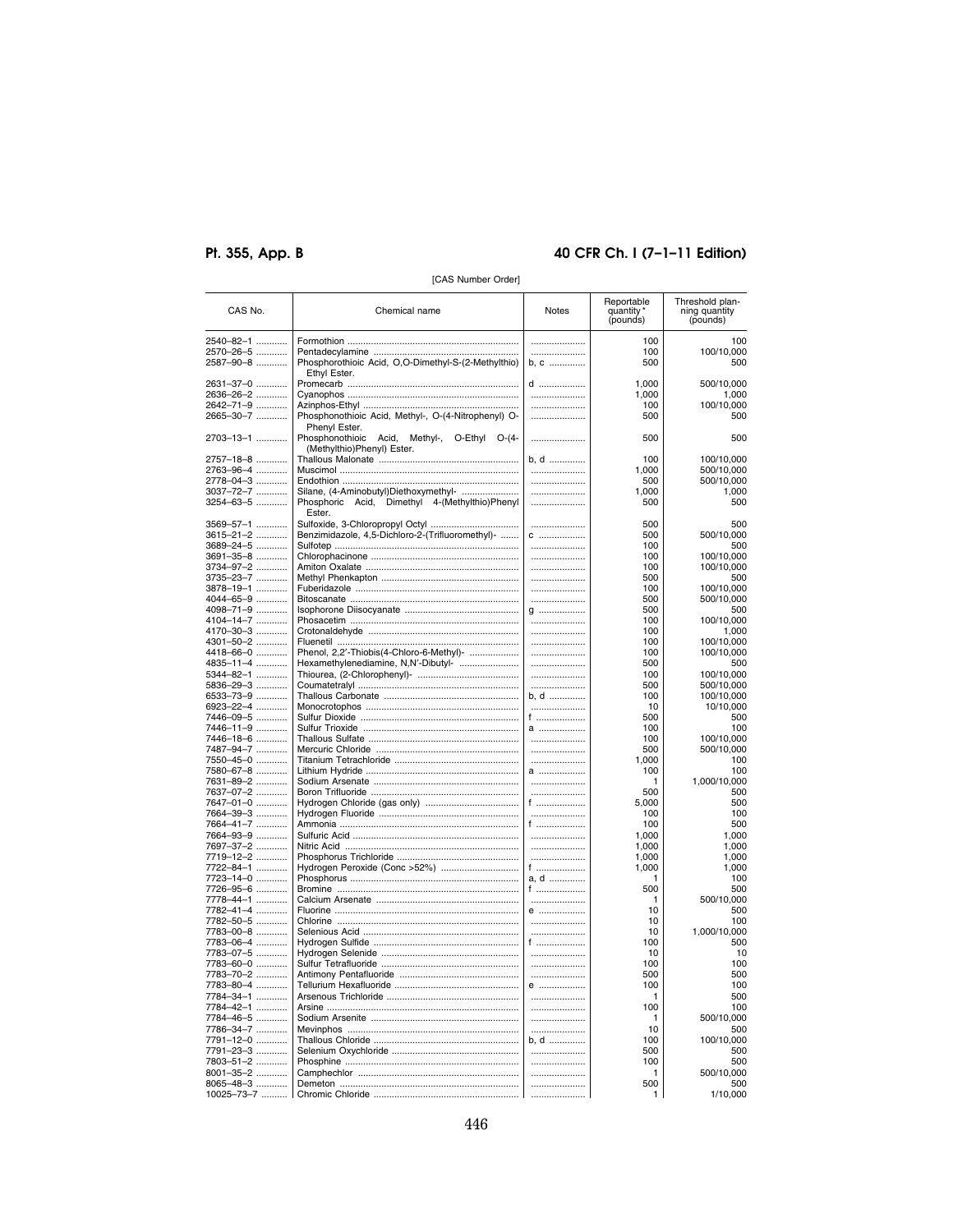[CAS Number Order]

| CAS No. | Chemical name | Notes | Reportable quantity * (pounds) | Threshold planning quantity (pounds) |
|---|---|---|---|---|
| 2540–82–1 | Formothion |  | 100 | 100 |
| 2570–26–5 | Pentadecylamine |  | 100 | 100/10,000 |
| 2587–90–8 | Phosphorothioic Acid, O,O-Dimethyl-S-(2-Methylthio) Ethyl Ester. | b, c | 500 | 500 |
| 2631–37–0 | Promecarb | d | 1,000 | 500/10,000 |
| 2636–26–2 | Cyanophos |  | 1,000 | 1,000 |
| 2642–71–9 | Azinphos-Ethyl |  | 100 | 100/10,000 |
| 2665–30–7 | Phosphonothioic Acid, Methyl-, O-(4-Nitrophenyl) O-Phenyl Ester. |  | 500 | 500 |
| 2703–13–1 | Phosphonothioic Acid, Methyl-, O-Ethyl O-(4-(Methylthio)Phenyl) Ester. |  | 500 | 500 |
| 2757–18–8 | Thallous Malonate | b, d | 100 | 100/10,000 |
| 2763–96–4 | Muscimol |  | 1,000 | 500/10,000 |
| 2778–04–3 | Endothion |  | 500 | 500/10,000 |
| 3037–72–7 | Silane, (4-Aminobutyl)Diethoxymethyl- |  | 1,000 | 1,000 |
| 3254–63–5 | Phosphoric Acid, Dimethyl 4-(Methylthio)Phenyl Ester. |  | 500 | 500 |
| 3569–57–1 | Sulfoxide, 3-Chloropropyl Octyl |  | 500 | 500 |
| 3615–21–2 | Benzimidazole, 4,5-Dichloro-2-(Trifluoromethyl)- | c | 500 | 500/10,000 |
| 3689–24–5 | Sulfotep |  | 100 | 500 |
| 3691–35–8 | Chlorophacinone |  | 100 | 100/10,000 |
| 3734–97–2 | Amiton Oxalate |  | 100 | 100/10,000 |
| 3735–23–7 | Methyl Phenkapton |  | 500 | 500 |
| 3878–19–1 | Fuberidazole |  | 100 | 100/10,000 |
| 4044–65–9 | Bitoscanate |  | 500 | 500/10,000 |
| 4098–71–9 | Isophorone Diisocyanate | g | 500 | 500 |
| 4104–14–7 | Phosacetim |  | 100 | 100/10,000 |
| 4170–30–3 | Crotonaldehyde |  | 100 | 1,000 |
| 4301–50–2 | Fluenetil |  | 100 | 100/10,000 |
| 4418–66–0 | Phenol, 2,2′-Thiobis(4-Chloro-6-Methyl)- |  | 100 | 100/10,000 |
| 4835–11–4 | Hexamethylenediamine, N,N′-Dibutyl- |  | 500 | 500 |
| 5344–82–1 | Thiourea, (2-Chlorophenyl)- |  | 100 | 100/10,000 |
| 5836–29–3 | Coumatetralyl |  | 500 | 500/10,000 |
| 6533–73–9 | Thallous Carbonate | b, d | 100 | 100/10,000 |
| 6923–22–4 | Monocrotophos |  | 10 | 10/10,000 |
| 7446–09–5 | Sulfur Dioxide | f | 500 | 500 |
| 7446–11–9 | Sulfur Trioxide | a | 100 | 100 |
| 7446–18–6 | Thallous Sulfate |  | 100 | 100/10,000 |
| 7487–94–7 | Mercuric Chloride |  | 500 | 500/10,000 |
| 7550–45–0 | Titanium Tetrachloride |  | 1,000 | 100 |
| 7580–67–8 | Lithium Hydride | a | 100 | 100 |
| 7631–89–2 | Sodium Arsenate |  | 1 | 1,000/10,000 |
| 7637–07–2 | Boron Trifluoride |  | 500 | 500 |
| 7647–01–0 | Hydrogen Chloride (gas only) | f | 5,000 | 500 |
| 7664–39–3 | Hydrogen Fluoride |  | 100 | 100 |
| 7664–41–7 | Ammonia | f | 100 | 500 |
| 7664–93–9 | Sulfuric Acid |  | 1,000 | 1,000 |
| 7697–37–2 | Nitric Acid |  | 1,000 | 1,000 |
| 7719–12–2 | Phosphorus Trichloride |  | 1,000 | 1,000 |
| 7722–84–1 | Hydrogen Peroxide (Conc >52%) | f | 1,000 | 1,000 |
| 7723–14–0 | Phosphorus | a, d | 1 | 100 |
| 7726–95–6 | Bromine | f | 500 | 500 |
| 7778–44–1 | Calcium Arsenate |  | 1 | 500/10,000 |
| 7782–41–4 | Fluorine | e | 10 | 500 |
| 7782–50–5 | Chlorine |  | 10 | 100 |
| 7783–00–8 | Selenious Acid |  | 10 | 1,000/10,000 |
| 7783–06–4 | Hydrogen Sulfide | f | 100 | 500 |
| 7783–07–5 | Hydrogen Selenide |  | 10 | 10 |
| 7783–60–0 | Sulfur Tetrafluoride |  | 100 | 100 |
| 7783–70–2 | Antimony Pentafluoride |  | 500 | 500 |
| 7783–80–4 | Tellurium Hexafluoride | e | 100 | 100 |
| 7784–34–1 | Arsenous Trichloride |  | 1 | 500 |
| 7784–42–1 | Arsine |  | 100 | 100 |
| 7784–46–5 | Sodium Arsenite |  | 1 | 500/10,000 |
| 7786–34–7 | Mevinphos |  | 10 | 500 |
| 7791–12–0 | Thallous Chloride | b, d | 100 | 100/10,000 |
| 7791–23–3 | Selenium Oxychloride |  | 500 | 500 |
| 7803–51–2 | Phosphine |  | 100 | 500 |
| 8001–35–2 | Camphechlor |  | 1 | 500/10,000 |
| 8065–48–3 | Demeton |  | 500 | 500 |
| 10025–73–7 | Chromic Chloride |  | 1 | 1/10,000 |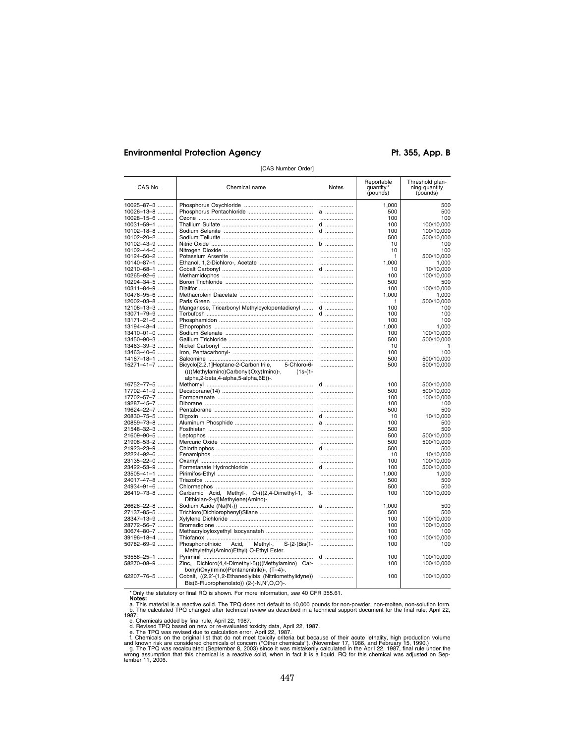[CAS Number Order]

| CAS No. | Chemical name | Notes | Reportable quantity * (pounds) | Threshold planning quantity (pounds) |
|---|---|---|---|---|
| 10025–87–3 | Phosphorus Oxychloride | | 1,000 | 500 |
| 10026–13–8 | Phosphorus Pentachloride | a | 500 | 500 |
| 10028–15–6 | Ozone | | 100 | 100 |
| 10031–59–1 | Thallium Sulfate | d | 100 | 100/10,000 |
| 10102–18–8 | Sodium Selenite | d | 100 | 100/10,000 |
| 10102–20–2 | Sodium Tellurite | | 500 | 500/10,000 |
| 10102–43–9 | Nitric Oxide | b | 10 | 100 |
| 10102–44–0 | Nitrogen Dioxide | | 10 | 100 |
| 10124–50–2 | Potassium Arsenite | | 1 | 500/10,000 |
| 10140–87–1 | Ethanol, 1,2-Dichloro-, Acetate | | 1,000 | 1,000 |
| 10210–68–1 | Cobalt Carbonyl | d | 10 | 10/10,000 |
| 10265–92–6 | Methamidophos | | 100 | 100/10,000 |
| 10294–34–5 | Boron Trichloride | | 500 | 500 |
| 10311–84–9 | Dialifor | | 100 | 100/10,000 |
| 10476–95–6 | Methacrolein Diacetate | | 1,000 | 1,000 |
| 12002–03–8 | Paris Green | | 1 | 500/10,000 |
| 12108–13–3 | Manganese, Tricarbonyl Methylcyclopentadienyl | d | 100 | 100 |
| 13071–79–9 | Terbufosh | d | 100 | 100 |
| 13171–21–6 | Phosphamidon | | 100 | 100 |
| 13194–48–4 | Ethoprophos | | 1,000 | 1,000 |
| 13410–01–0 | Sodium Selenate | | 100 | 100/10,000 |
| 13450–90–3 | Gallium Trichloride | | 500 | 500/10,000 |
| 13463–39–3 | Nickel Carbonyl | | 10 | 1 |
| 13463–40–6 | Iron, Pentacarbonyl- | | 100 | 100 |
| 14167–18–1 | Salcomine | | 500 | 500/10,000 |
| 15271–41–7 | Bicyclo[2.2.1]Heptane-2-Carbonitrile, 5-Chloro-6-((((Methylamino)Carbonyl)Oxy)Imino)-, (1s-(1-alpha,2-beta,4-alpha,5-alpha,6E))-. | | 500 | 500/10,000 |
| 16752–77–5 | Methomyl | d | 100 | 500/10,000 |
| 17702–41–9 | Decaborane(14) | | 500 | 500/10,000 |
| 17702–57–7 | Formparanate | | 100 | 100/10,000 |
| 19287–45–7 | Diborane | | 100 | 100 |
| 19624–22–7 | Pentaborane | | 500 | 500 |
| 20830–75–5 | Digoxin | d | 10 | 10/10,000 |
| 20859–73–8 | Aluminum Phosphide | a | 100 | 500 |
| 21548–32–3 | Fosthietan | | 500 | 500 |
| 21609–90–5 | Leptophos | | 500 | 500/10,000 |
| 21908–53–2 | Mercuric Oxide | | 500 | 500/10,000 |
| 21923–23–9 | Chlorthiophos | d | 500 | 500 |
| 22224–92–6 | Fenamiphos | | 10 | 10/10,000 |
| 23135–22–0 | Oxamyl | | 100 | 100/10,000 |
| 23422–53–9 | Formetanate Hydrochloride | d | 100 | 500/10,000 |
| 23505–41–1 | Pirimifos-Ethyl | | 1,000 | 1,000 |
| 24017–47–8 | Triazofos | | 500 | 500 |
| 24934–91–6 | Chlormephos | | 500 | 500 |
| 26419–73–8 | Carbamic Acid, Methyl-, O-(((2,4-Dimethyl-1, 3-Dithiolan-2-yl)Methylene)Amino)-. | | 100 | 100/10,000 |
| 26628–22–8 | Sodium Azide (Na($N_3$)) | a | 1,000 | 500 |
| 27137–85–5 | Trichloro(Dichlorophenyl)Silane | | 500 | 500 |
| 28347–13–9 | Xylylene Dichloride | | 100 | 100/10,000 |
| 28772–56–7 | Bromadiolone | | 100 | 100/10,000 |
| 30674–80–7 | Methacryloyloxyethyl Isocyanateh | | 100 | 100 |
| 39196–18–4 | Thiofanox | | 100 | 100/10,000 |
| 50782–69–9 | Phosphonothioic Acid, Methyl-, S-(2-(Bis(1-Methylethyl)Amino)Ethyl) O-Ethyl Ester. | | 100 | 100 |
| 53558–25–1 | Pyriminil | d | 100 | 100/10,000 |
| 58270–08–9 | Zinc, Dichloro(4,4-Dimethyl-5((((Methylamino) Carbonyl)Oxy)Imino)Pentanenitrile)-, (T–4)-. | | 100 | 100/10,000 |
| 62207–76–5 | Cobalt, ((2,2′-(1,2-Ethanediylbis (Nitrilomethylidyne)) Bis(6-Fluorophenolato)) (2-)-N,N′,O,O′)-. | | 100 | 100/10,000 |

* Only the statutory or final RQ is shown. For more information, *see* 40 CFR 355.61.

**Notes:**

a. This material is a reactive solid. The TPQ does not default to 10,000 pounds for non-powder, non-molten, non-solution form.

b. The calculated TPQ changed after technical review as described in a technical support document for the final rule, April 22, 1987.

c. Chemicals added by final rule, April 22, 1987.

d. Revised TPQ based on new or re-evaluated toxicity data, April 22, 1987.

e. The TPQ was revised due to calculation error, April 22, 1987.

f. Chemicals on the original list that do not meet toxicity criteria but because of their acute lethality, high production volume and known risk are considered chemicals of concern ("Other chemicals"). (November 17, 1986, and February 15, 1990.)

g. The TPQ was recalculated (September 8, 2003) since it was mistakenly calculated in the April 22, 1987, final rule under the wrong assumption that this chemical is a reactive solid, when in fact it is a liquid. RQ for this chemical was adjusted on September 11, 2006.